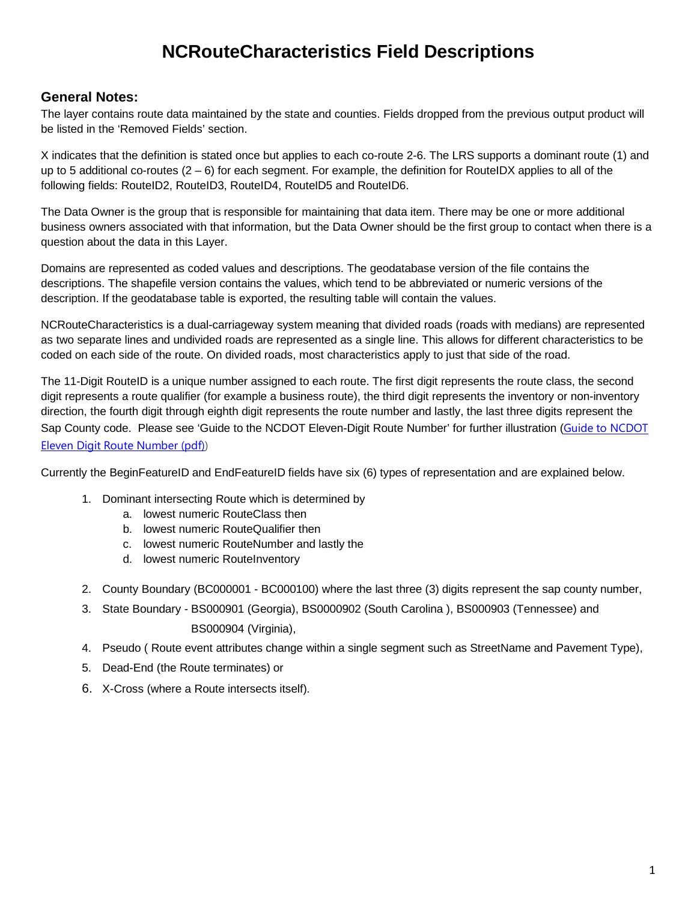# NCRouteCharacteristics Field Descriptions

## General Notes:

The layer contains route data maintained by the state and counties. Fields dropped from the previous output product will be listed in the 'Removed Fields' section.

X indicates that the definition is stated once but applies to each co-route 2-6. The LRS supports a dominant route (1) and up to 5 additional co-routes (2 – 6) for each segment. For example, the definition for RouteIDX applies to all of the following fields: RouteID2, RouteID3, RouteID4, RouteID5 and RouteID6.

The Data Owner is the group that is responsible for maintaining that data item. There may be one or more additional business owners associated with that information, but the Data Owner should be the first group to contact when there is a question about the data in this Layer.

Domains are represented as coded values and descriptions. The geodatabase version of the file contains the descriptions. The shapefile version contains the values, which tend to be abbreviated or numeric versions of the description. If the geodatabase table is exported, the resulting table will contain the values.

NCRouteCharacteristics is a dual-carriageway system meaning that divided roads (roads with medians) are represented as two separate lines and undivided roads are represented as a single line. This allows for different characteristics to be coded on each side of the route. On divided roads, most characteristics apply to just that side of the road.

The 11-Digit RouteID is a unique number assigned to each route. The first digit represents the route class, the second digit represents a route qualifier (for example a business route), the third digit represents the inventory or non-inventory direction, the fourth digit through eighth digit represents the route number and lastly, the last three digits represent the Sap County code. Please see 'Guide to the NCDOT Eleven-Digit Route Number' for further illustration (Guide to NCDOT Eleven Digit Route Number (pdf))

Currently the BeginFeatureID and EndFeatureID fields have six (6) types of representation and are explained below.

1. Dominant intersecting Route which is determined by
   a. lowest numeric RouteClass then
   b. lowest numeric RouteQualifier then
   c. lowest numeric RouteNumber and lastly the
   d. lowest numeric RouteInventory
2. County Boundary (BC000001 - BC000100) where the last three (3) digits represent the sap county number,
3. State Boundary - BS000901 (Georgia), BS0000902 (South Carolina ), BS000903 (Tennessee) and BS000904 (Virginia),
4. Pseudo ( Route event attributes change within a single segment such as StreetName and Pavement Type),
5. Dead-End (the Route terminates) or
6. X-Cross (where a Route intersects itself).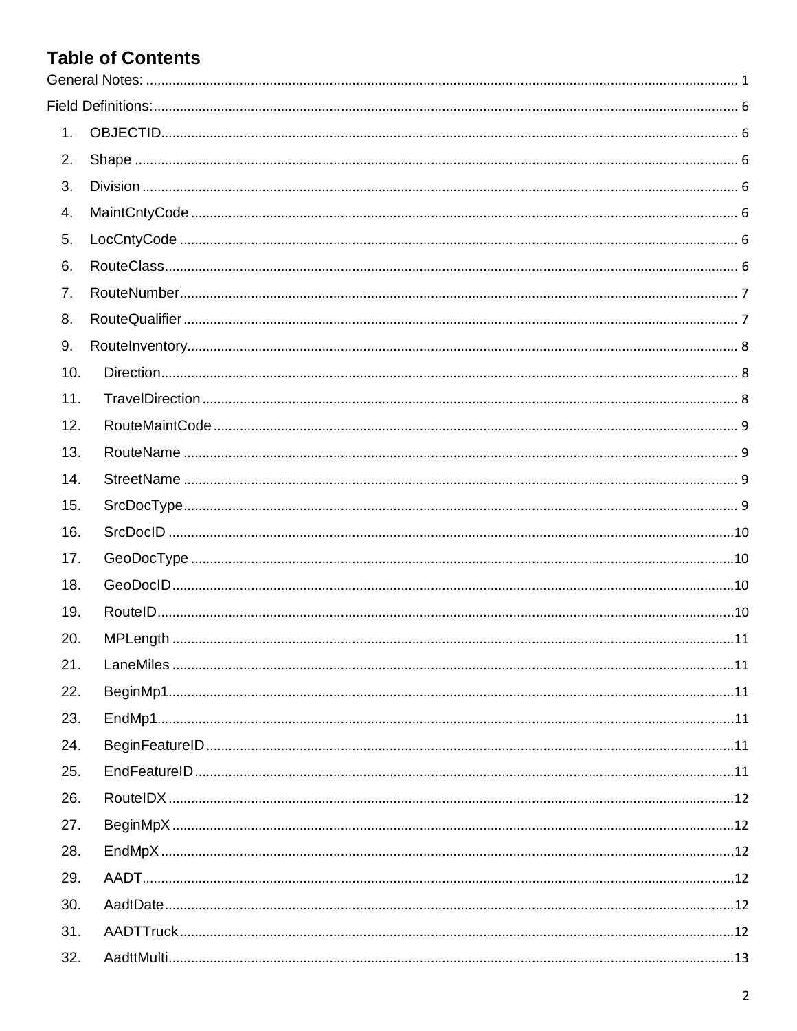# Table of Contents

General Notes: 1

Field Definitions: 6

1. OBJECTID 6
2. Shape 6
3. Division 6
4. MaintCntyCode 6
5. LocCntyCode 6
6. RouteClass 6
7. RouteNumber 7
8. RouteQualifier 7
9. RouteInventory 8
10. Direction 8
11. TravelDirection 8
12. RouteMaintCode 9
13. RouteName 9
14. StreetName 9
15. SrcDocType 9
16. SrcDocID 10
17. GeoDocType 10
18. GeoDocID 10
19. RouteID 10
20. MPLength 11
21. LaneMiles 11
22. BeginMp1 11
23. EndMp1 11
24. BeginFeatureID 11
25. EndFeatureID 11
26. RouteIDX 12
27. BeginMpX 12
28. EndMpX 12
29. AADT 12
30. AadtDate 12
31. AADTTruck 12
32. AadttMulti 13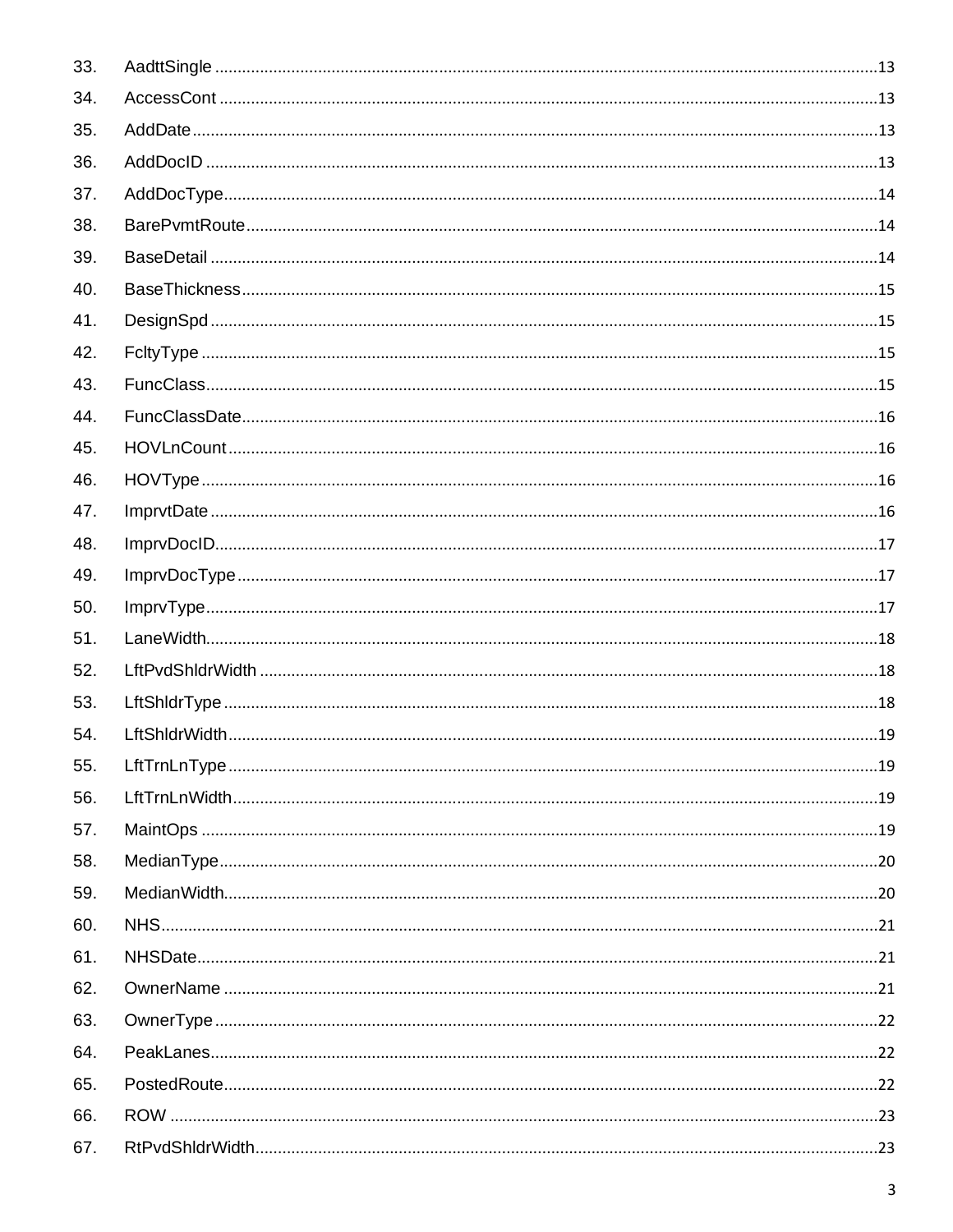33. AadttSingle ........................................................................................................................................13
34. AccessCont ........................................................................................................................................13
35. AddDate ........................................................................................................................................13
36. AddDocID ........................................................................................................................................13
37. AddDocType ........................................................................................................................................14
38. BarePvmtRoute ........................................................................................................................................14
39. BaseDetail ........................................................................................................................................14
40. BaseThickness ........................................................................................................................................15
41. DesignSpd ........................................................................................................................................15
42. FcltyType ........................................................................................................................................15
43. FuncClass ........................................................................................................................................15
44. FuncClassDate ........................................................................................................................................16
45. HOVLnCount ........................................................................................................................................16
46. HOVType ........................................................................................................................................16
47. ImprvtDate ........................................................................................................................................16
48. ImprvDocID ........................................................................................................................................17
49. ImprvDocType ........................................................................................................................................17
50. ImprvType ........................................................................................................................................17
51. LaneWidth ........................................................................................................................................18
52. LftPvdShldrWidth ........................................................................................................................................18
53. LftShldrType ........................................................................................................................................18
54. LftShldrWidth ........................................................................................................................................19
55. LftTrnLnType ........................................................................................................................................19
56. LftTrnLnWidth ........................................................................................................................................19
57. MaintOps ........................................................................................................................................19
58. MedianType ........................................................................................................................................20
59. MedianWidth ........................................................................................................................................20
60. NHS ........................................................................................................................................21
61. NHSDate ........................................................................................................................................21
62. OwnerName ........................................................................................................................................21
63. OwnerType ........................................................................................................................................22
64. PeakLanes ........................................................................................................................................22
65. PostedRoute ........................................................................................................................................22
66. ROW ........................................................................................................................................23
67. RtPvdShldrWidth ........................................................................................................................................23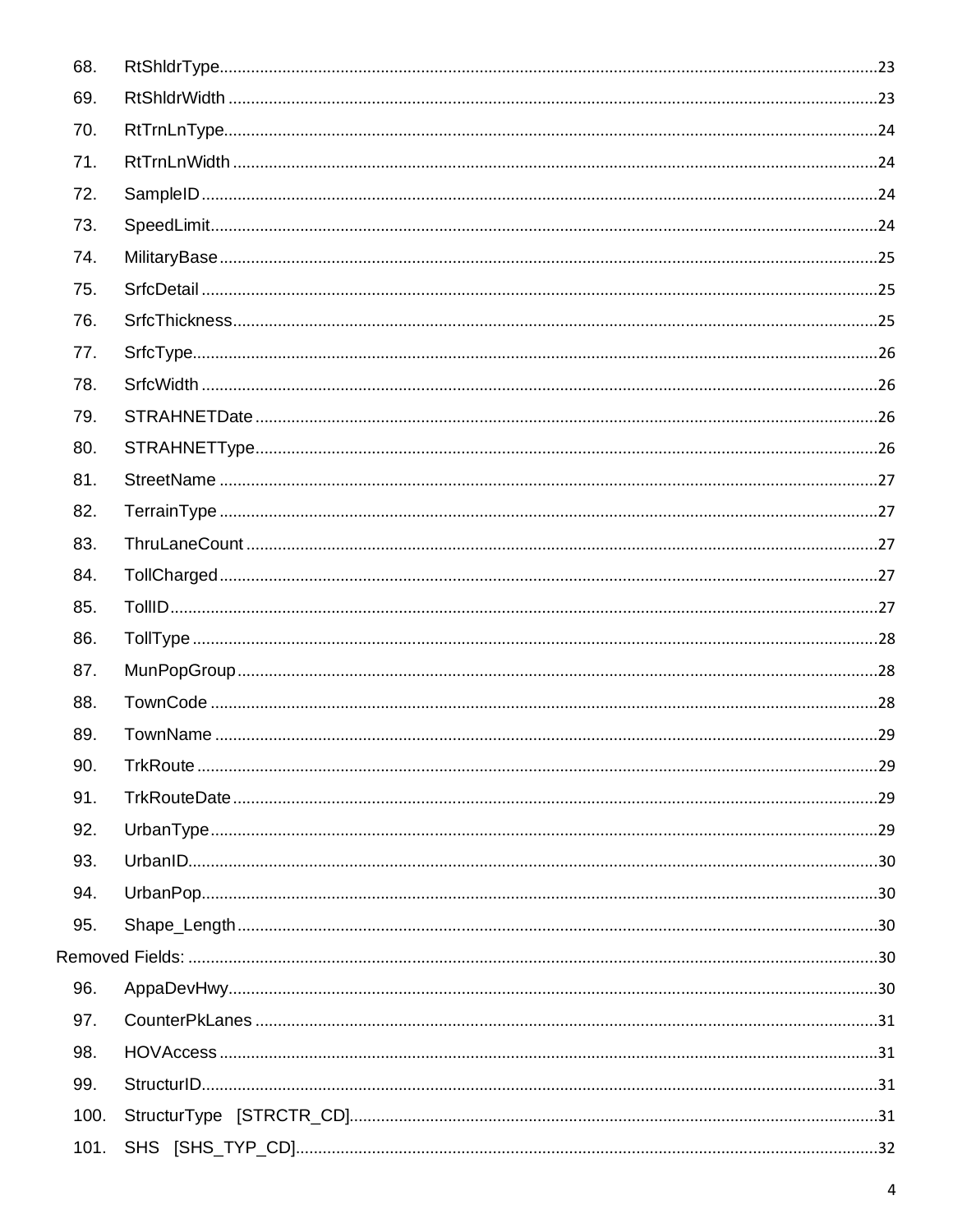68. RtShldrType ........ 23
69. RtShldrWidth ........ 23
70. RtTrnLnType ........ 24
71. RtTrnLnWidth ........ 24
72. SampleID ........ 24
73. SpeedLimit ........ 24
74. MilitaryBase ........ 25
75. SrfcDetail ........ 25
76. SrfcThickness ........ 25
77. SrfcType ........ 26
78. SrfcWidth ........ 26
79. STRAHNETDate ........ 26
80. STRAHNETType ........ 26
81. StreetName ........ 27
82. TerrainType ........ 27
83. ThruLaneCount ........ 27
84. TollCharged ........ 27
85. TollID ........ 27
86. TollType ........ 28
87. MunPopGroup ........ 28
88. TownCode ........ 28
89. TownName ........ 29
90. TrkRoute ........ 29
91. TrkRouteDate ........ 29
92. UrbanType ........ 29
93. UrbanID ........ 30
94. UrbanPop ........ 30
95. Shape_Length ........ 30

Removed Fields: ........ 30

96. AppaDevHwy ........ 30
97. CounterPkLanes ........ 31
98. HOVAccess ........ 31
99. StructurID ........ 31
100. StructurType [STRCTR_CD] ........ 31
101. SHS [SHS_TYP_CD] ........ 32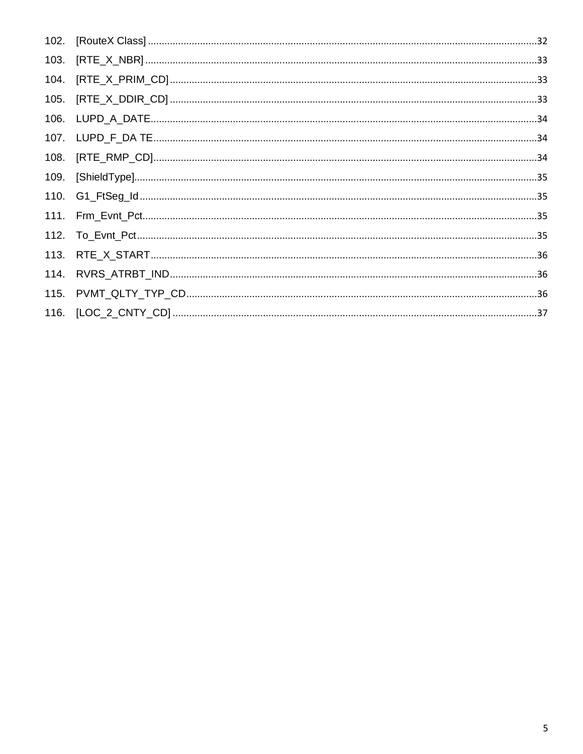102. [RouteX Class] ........................................................................................................................32
103. [RTE_X_NBR] ........................................................................................................................33
104. [RTE_X_PRIM_CD] ................................................................................................................33
105. [RTE_X_DDIR_CD] ................................................................................................................33
106. LUPD_A_DATE.......................................................................................................................34
107. LUPD_F_DA TE.......................................................................................................................34
108. [RTE_RMP_CD].......................................................................................................................34
109. [ShieldType]............................................................................................................................35
110. G1_FtSeg_Id ...........................................................................................................................35
111. Frm_Evnt_Pct..........................................................................................................................35
112. To_Evnt_Pct............................................................................................................................35
113. RTE_X_START........................................................................................................................36
114. RVRS_ATRBT_IND.................................................................................................................36
115. PVMT_QLTY_TYP_CD...........................................................................................................36
116. [LOC_2_CNTY_CD] ...............................................................................................................37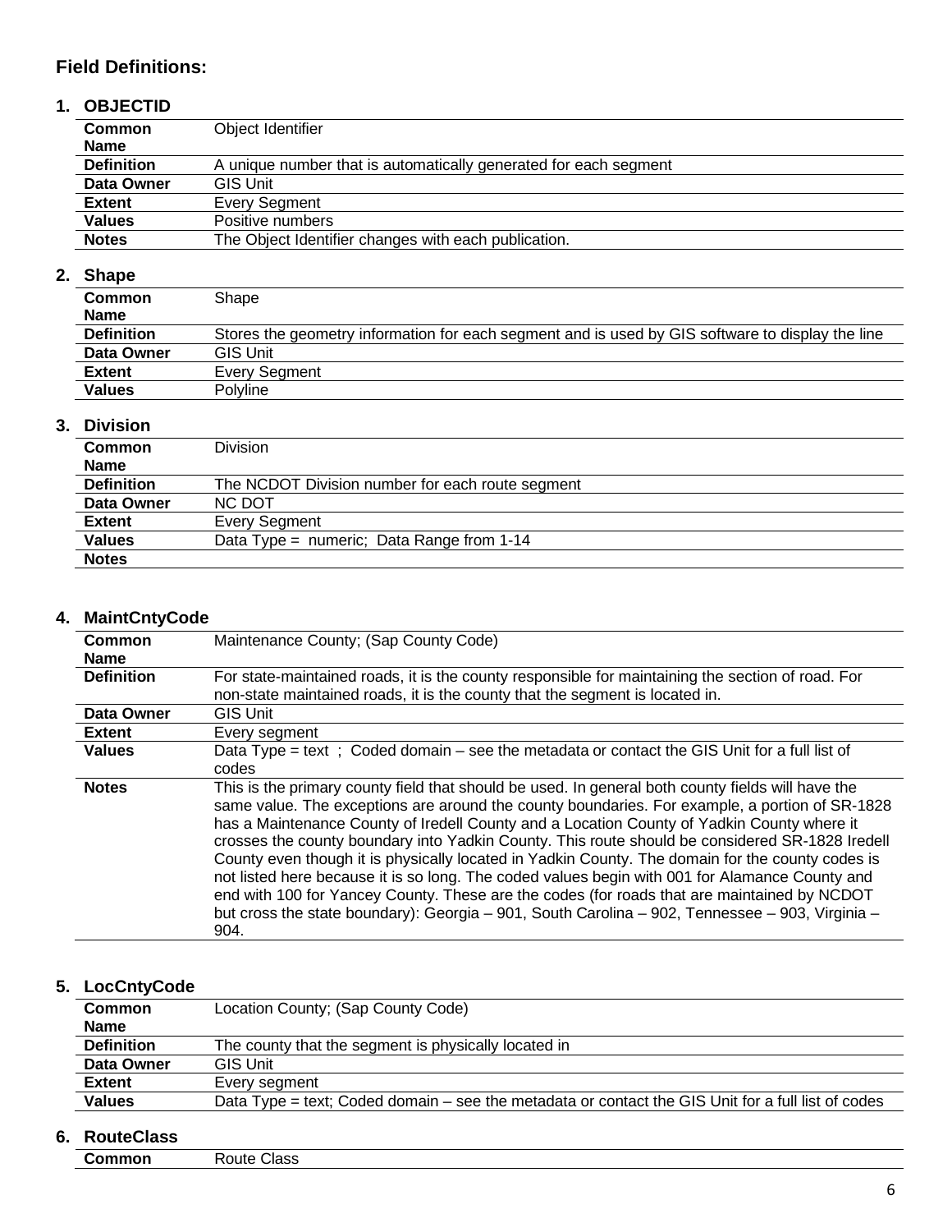## Field Definitions:

### 1. OBJECTID

| | |
|---|---|
| **Common Name** | Object Identifier |
| **Definition** | A unique number that is automatically generated for each segment |
| **Data Owner** | GIS Unit |
| **Extent** | Every Segment |
| **Values** | Positive numbers |
| **Notes** | The Object Identifier changes with each publication. |

### 2. Shape

| | |
|---|---|
| **Common Name** | Shape |
| **Definition** | Stores the geometry information for each segment and is used by GIS software to display the line |
| **Data Owner** | GIS Unit |
| **Extent** | Every Segment |
| **Values** | Polyline |

### 3. Division

| | |
|---|---|
| **Common Name** | Division |
| **Definition** | The NCDOT Division number for each route segment |
| **Data Owner** | NC DOT |
| **Extent** | Every Segment |
| **Values** | Data Type = numeric; Data Range from 1-14 |
| **Notes** | |

### 4. MaintCntyCode

| | |
|---|---|
| **Common Name** | Maintenance County; (Sap County Code) |
| **Definition** | For state-maintained roads, it is the county responsible for maintaining the section of road. For non-state maintained roads, it is the county that the segment is located in. |
| **Data Owner** | GIS Unit |
| **Extent** | Every segment |
| **Values** | Data Type = text ; Coded domain – see the metadata or contact the GIS Unit for a full list of codes |
| **Notes** | This is the primary county field that should be used. In general both county fields will have the same value. The exceptions are around the county boundaries. For example, a portion of SR-1828 has a Maintenance County of Iredell County and a Location County of Yadkin County where it crosses the county boundary into Yadkin County. This route should be considered SR-1828 Iredell County even though it is physically located in Yadkin County. The domain for the county codes is not listed here because it is so long. The coded values begin with 001 for Alamance County and end with 100 for Yancey County. These are the codes (for roads that are maintained by NCDOT but cross the state boundary): Georgia – 901, South Carolina – 902, Tennessee – 903, Virginia – 904. |

### 5. LocCntyCode

| | |
|---|---|
| **Common Name** | Location County; (Sap County Code) |
| **Definition** | The county that the segment is physically located in |
| **Data Owner** | GIS Unit |
| **Extent** | Every segment |
| **Values** | Data Type = text; Coded domain – see the metadata or contact the GIS Unit for a full list of codes |

### 6. RouteClass

| | |
|---|---|
| **Common** | Route Class |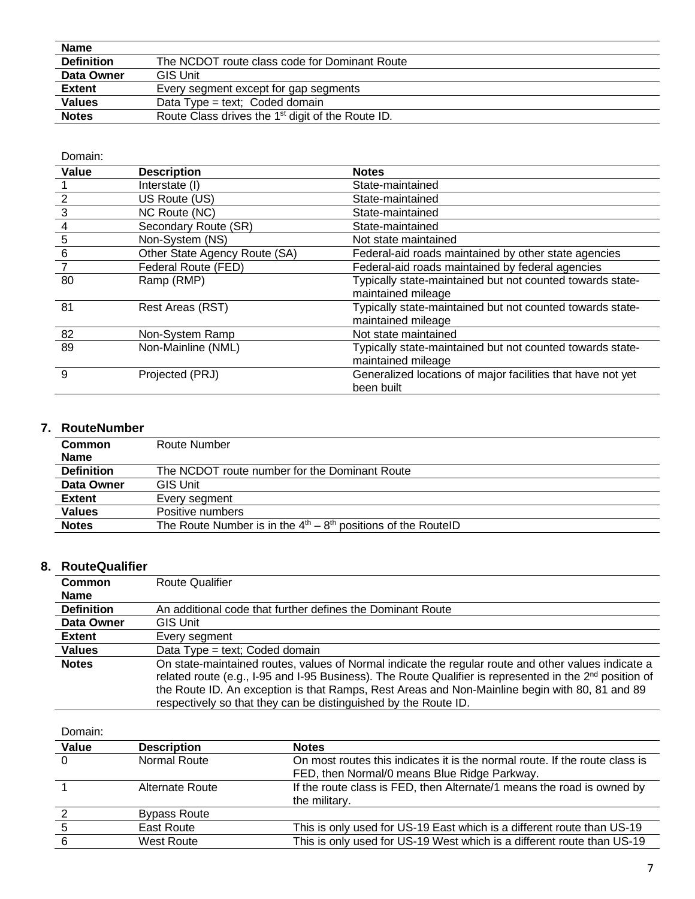| Name | |
|---|---|
| **Definition** | The NCDOT route class code for Dominant Route |
| **Data Owner** | GIS Unit |
| **Extent** | Every segment except for gap segments |
| **Values** | Data Type = text; Coded domain |
| **Notes** | Route Class drives the 1st digit of the Route ID. |

Domain:

| Value | Description | Notes |
|---|---|---|
| 1 | Interstate (I) | State-maintained |
| 2 | US Route (US) | State-maintained |
| 3 | NC Route (NC) | State-maintained |
| 4 | Secondary Route (SR) | State-maintained |
| 5 | Non-System (NS) | Not state maintained |
| 6 | Other State Agency Route (SA) | Federal-aid roads maintained by other state agencies |
| 7 | Federal Route (FED) | Federal-aid roads maintained by federal agencies |
| 80 | Ramp (RMP) | Typically state-maintained but not counted towards state-maintained mileage |
| 81 | Rest Areas (RST) | Typically state-maintained but not counted towards state-maintained mileage |
| 82 | Non-System Ramp | Not state maintained |
| 89 | Non-Mainline (NML) | Typically state-maintained but not counted towards state-maintained mileage |
| 9 | Projected (PRJ) | Generalized locations of major facilities that have not yet been built |

## 7. RouteNumber

| Common Name | Route Number |
|---|---|
| **Definition** | The NCDOT route number for the Dominant Route |
| **Data Owner** | GIS Unit |
| **Extent** | Every segment |
| **Values** | Positive numbers |
| **Notes** | The Route Number is in the 4th – 8th positions of the RouteID |

## 8. RouteQualifier

| Common Name | Route Qualifier |
|---|---|
| **Definition** | An additional code that further defines the Dominant Route |
| **Data Owner** | GIS Unit |
| **Extent** | Every segment |
| **Values** | Data Type = text; Coded domain |
| **Notes** | On state-maintained routes, values of Normal indicate the regular route and other values indicate a related route (e.g., I-95 and I-95 Business). The Route Qualifier is represented in the 2nd position of the Route ID. An exception is that Ramps, Rest Areas and Non-Mainline begin with 80, 81 and 89 respectively so that they can be distinguished by the Route ID. |

Domain:

| Value | Description | Notes |
|---|---|---|
| 0 | Normal Route | On most routes this indicates it is the normal route. If the route class is FED, then Normal/0 means Blue Ridge Parkway. |
| 1 | Alternate Route | If the route class is FED, then Alternate/1 means the road is owned by the military. |
| 2 | Bypass Route | |
| 5 | East Route | This is only used for US-19 East which is a different route than US-19 |
| 6 | West Route | This is only used for US-19 West which is a different route than US-19 |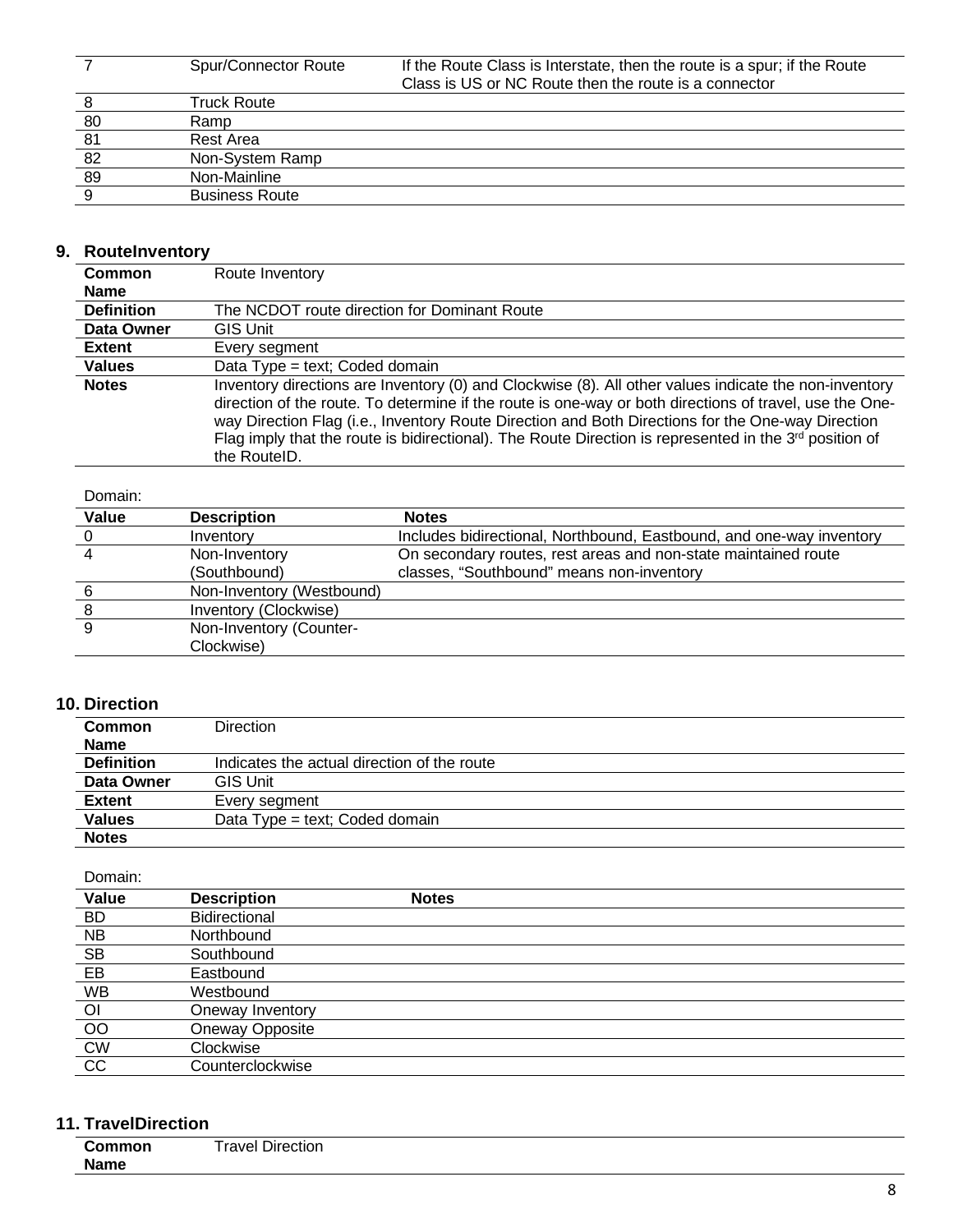| | | |
|---|---|---|
| 7 | Spur/Connector Route | If the Route Class is Interstate, then the route is a spur; if the Route Class is US or NC Route then the route is a connector |
| 8 | Truck Route | |
| 80 | Ramp | |
| 81 | Rest Area | |
| 82 | Non-System Ramp | |
| 89 | Non-Mainline | |
| 9 | Business Route | |

## 9. RouteInventory

| | |
|---|---|
| **Common Name** | Route Inventory |
| **Definition** | The NCDOT route direction for Dominant Route |
| **Data Owner** | GIS Unit |
| **Extent** | Every segment |
| **Values** | Data Type = text; Coded domain |
| **Notes** | Inventory directions are Inventory (0) and Clockwise (8). All other values indicate the non-inventory direction of the route. To determine if the route is one-way or both directions of travel, use the One-way Direction Flag (i.e., Inventory Route Direction and Both Directions for the One-way Direction Flag imply that the route is bidirectional). The Route Direction is represented in the 3rd position of the RouteID. |

Domain:

| Value | Description | Notes |
|---|---|---|
| 0 | Inventory | Includes bidirectional, Northbound, Eastbound, and one-way inventory |
| 4 | Non-Inventory (Southbound) | On secondary routes, rest areas and non-state maintained route classes, "Southbound" means non-inventory |
| 6 | Non-Inventory (Westbound) | |
| 8 | Inventory (Clockwise) | |
| 9 | Non-Inventory (Counter-Clockwise) | |

## 10. Direction

| | |
|---|---|
| **Common Name** | Direction |
| **Definition** | Indicates the actual direction of the route |
| **Data Owner** | GIS Unit |
| **Extent** | Every segment |
| **Values** | Data Type = text; Coded domain |
| **Notes** | |

Domain:

| Value | Description | Notes |
|---|---|---|
| BD | Bidirectional | |
| NB | Northbound | |
| SB | Southbound | |
| EB | Eastbound | |
| WB | Westbound | |
| OI | Oneway Inventory | |
| OO | Oneway Opposite | |
| CW | Clockwise | |
| CC | Counterclockwise | |

## 11. TravelDirection

| | |
|---|---|
| **Common Name** | Travel Direction |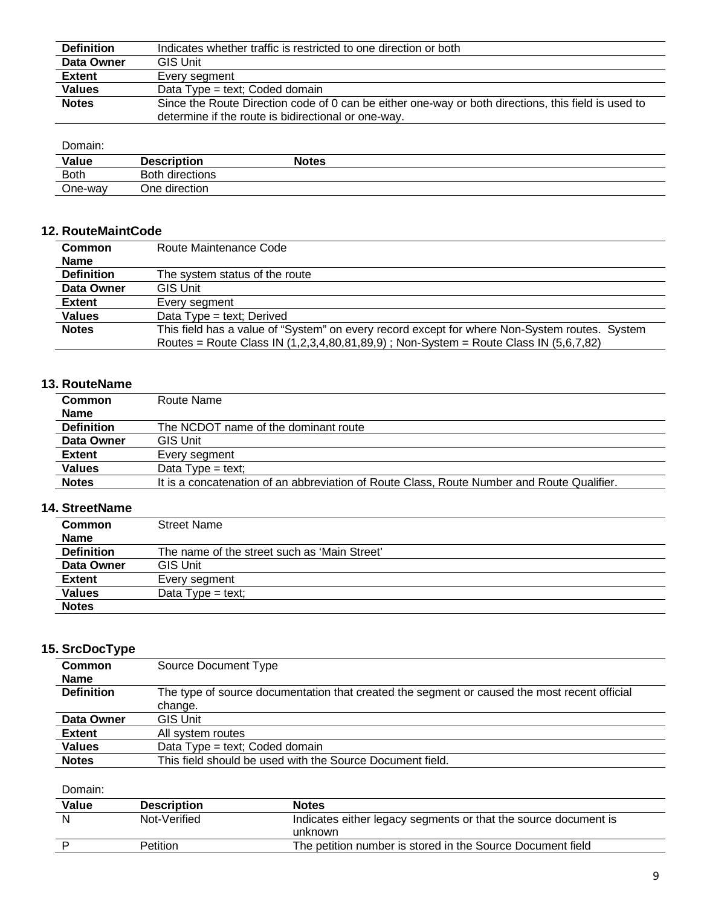| | |
|---|---|
| **Definition** | Indicates whether traffic is restricted to one direction or both |
| **Data Owner** | GIS Unit |
| **Extent** | Every segment |
| **Values** | Data Type = text; Coded domain |
| **Notes** | Since the Route Direction code of 0 can be either one-way or both directions, this field is used to determine if the route is bidirectional or one-way. |

Domain:

| Value | Description | Notes |
|---|---|---|
| Both | Both directions | |
| One-way | One direction | |

### 12. RouteMaintCode

| | |
|---|---|
| **Common Name** | Route Maintenance Code |
| **Definition** | The system status of the route |
| **Data Owner** | GIS Unit |
| **Extent** | Every segment |
| **Values** | Data Type = text; Derived |
| **Notes** | This field has a value of "System" on every record except for where Non-System routes. System Routes = Route Class IN (1,2,3,4,80,81,89,9) ; Non-System = Route Class IN (5,6,7,82) |

### 13. RouteName

| | |
|---|---|
| **Common Name** | Route Name |
| **Definition** | The NCDOT name of the dominant route |
| **Data Owner** | GIS Unit |
| **Extent** | Every segment |
| **Values** | Data Type = text; |
| **Notes** | It is a concatenation of an abbreviation of Route Class, Route Number and Route Qualifier. |

### 14. StreetName

| | |
|---|---|
| **Common Name** | Street Name |
| **Definition** | The name of the street such as 'Main Street' |
| **Data Owner** | GIS Unit |
| **Extent** | Every segment |
| **Values** | Data Type = text; |
| **Notes** | |

### 15. SrcDocType

| | |
|---|---|
| **Common Name** | Source Document Type |
| **Definition** | The type of source documentation that created the segment or caused the most recent official change. |
| **Data Owner** | GIS Unit |
| **Extent** | All system routes |
| **Values** | Data Type = text; Coded domain |
| **Notes** | This field should be used with the Source Document field. |

Domain:

| Value | Description | Notes |
|---|---|---|
| N | Not-Verified | Indicates either legacy segments or that the source document is unknown |
| P | Petition | The petition number is stored in the Source Document field |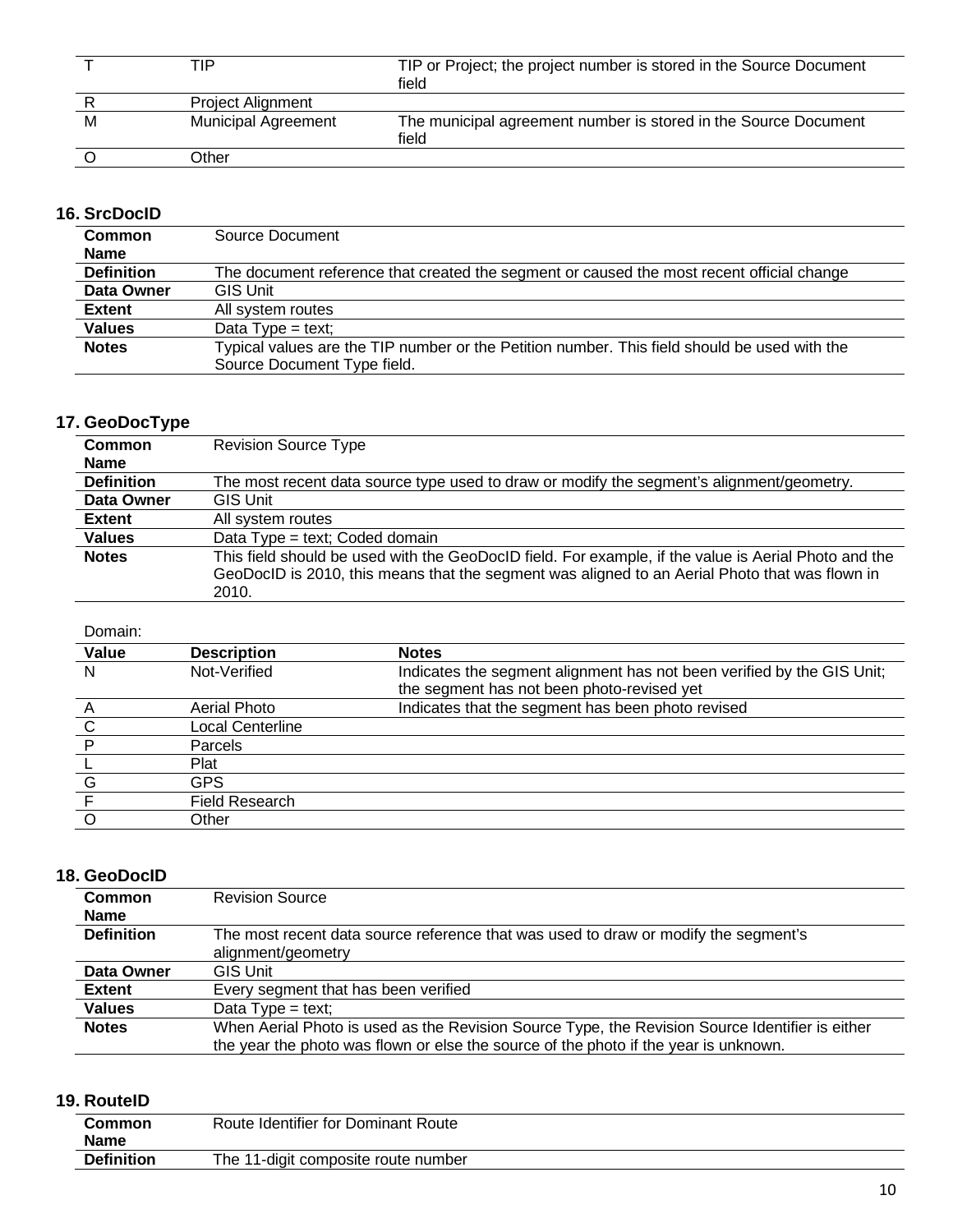| T | TIP | TIP or Project; the project number is stored in the Source Document field |
|---|---|---|
| R | Project Alignment | |
| M | Municipal Agreement | The municipal agreement number is stored in the Source Document field |
| O | Other | |

### 16. SrcDocID

| | |
|---|---|
| **Common Name** | Source Document |
| **Definition** | The document reference that created the segment or caused the most recent official change |
| **Data Owner** | GIS Unit |
| **Extent** | All system routes |
| **Values** | Data Type = text; |
| **Notes** | Typical values are the TIP number or the Petition number. This field should be used with the Source Document Type field. |

### 17. GeoDocType

| | |
|---|---|
| **Common Name** | Revision Source Type |
| **Definition** | The most recent data source type used to draw or modify the segment's alignment/geometry. |
| **Data Owner** | GIS Unit |
| **Extent** | All system routes |
| **Values** | Data Type = text; Coded domain |
| **Notes** | This field should be used with the GeoDocID field. For example, if the value is Aerial Photo and the GeoDocID is 2010, this means that the segment was aligned to an Aerial Photo that was flown in 2010. |

Domain:

| Value | Description | Notes |
|---|---|---|
| N | Not-Verified | Indicates the segment alignment has not been verified by the GIS Unit; the segment has not been photo-revised yet |
| A | Aerial Photo | Indicates that the segment has been photo revised |
| C | Local Centerline | |
| P | Parcels | |
| L | Plat | |
| G | GPS | |
| F | Field Research | |
| O | Other | |

### 18. GeoDocID

| | |
|---|---|
| **Common Name** | Revision Source |
| **Definition** | The most recent data source reference that was used to draw or modify the segment's alignment/geometry |
| **Data Owner** | GIS Unit |
| **Extent** | Every segment that has been verified |
| **Values** | Data Type = text; |
| **Notes** | When Aerial Photo is used as the Revision Source Type, the Revision Source Identifier is either the year the photo was flown or else the source of the photo if the year is unknown. |

### 19. RouteID

| | |
|---|---|
| **Common Name** | Route Identifier for Dominant Route |
| **Definition** | The 11-digit composite route number |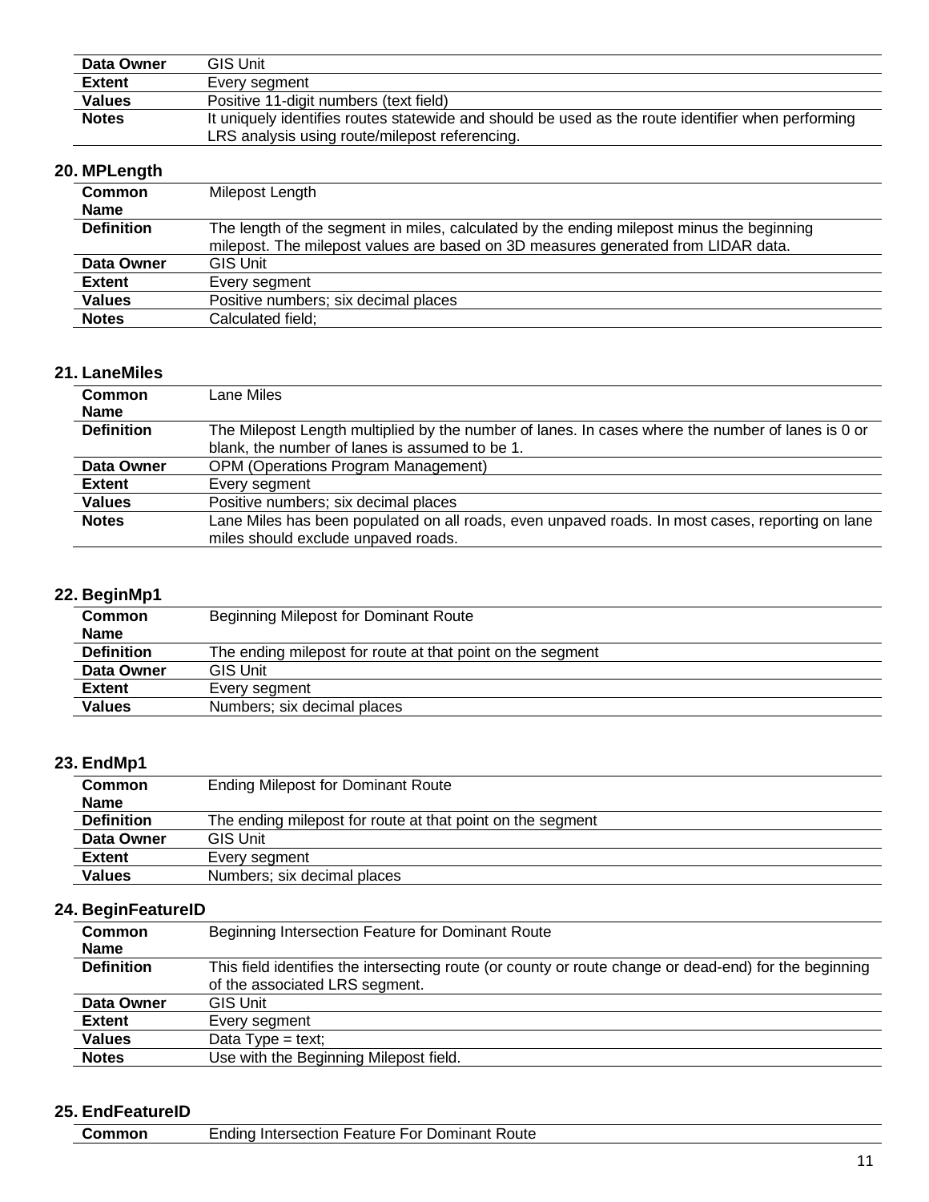| | |
|---|---|
| **Data Owner** | GIS Unit |
| **Extent** | Every segment |
| **Values** | Positive 11-digit numbers (text field) |
| **Notes** | It uniquely identifies routes statewide and should be used as the route identifier when performing LRS analysis using route/milepost referencing. |

### 20. MPLength

| | |
|---|---|
| **Common Name** | Milepost Length |
| **Definition** | The length of the segment in miles, calculated by the ending milepost minus the beginning milepost. The milepost values are based on 3D measures generated from LIDAR data. |
| **Data Owner** | GIS Unit |
| **Extent** | Every segment |
| **Values** | Positive numbers; six decimal places |
| **Notes** | Calculated field; |

### 21. LaneMiles

| | |
|---|---|
| **Common Name** | Lane Miles |
| **Definition** | The Milepost Length multiplied by the number of lanes. In cases where the number of lanes is 0 or blank, the number of lanes is assumed to be 1. |
| **Data Owner** | OPM (Operations Program Management) |
| **Extent** | Every segment |
| **Values** | Positive numbers; six decimal places |
| **Notes** | Lane Miles has been populated on all roads, even unpaved roads. In most cases, reporting on lane miles should exclude unpaved roads. |

### 22. BeginMp1

| | |
|---|---|
| **Common Name** | Beginning Milepost for Dominant Route |
| **Definition** | The ending milepost for route at that point on the segment |
| **Data Owner** | GIS Unit |
| **Extent** | Every segment |
| **Values** | Numbers; six decimal places |

### 23. EndMp1

| | |
|---|---|
| **Common Name** | Ending Milepost for Dominant Route |
| **Definition** | The ending milepost for route at that point on the segment |
| **Data Owner** | GIS Unit |
| **Extent** | Every segment |
| **Values** | Numbers; six decimal places |

### 24. BeginFeatureID

| | |
|---|---|
| **Common Name** | Beginning Intersection Feature for Dominant Route |
| **Definition** | This field identifies the intersecting route (or county or route change or dead-end) for the beginning of the associated LRS segment. |
| **Data Owner** | GIS Unit |
| **Extent** | Every segment |
| **Values** | Data Type = text; |
| **Notes** | Use with the Beginning Milepost field. |

### 25. EndFeatureID

| | |
|---|---|
| **Common** | Ending Intersection Feature For Dominant Route |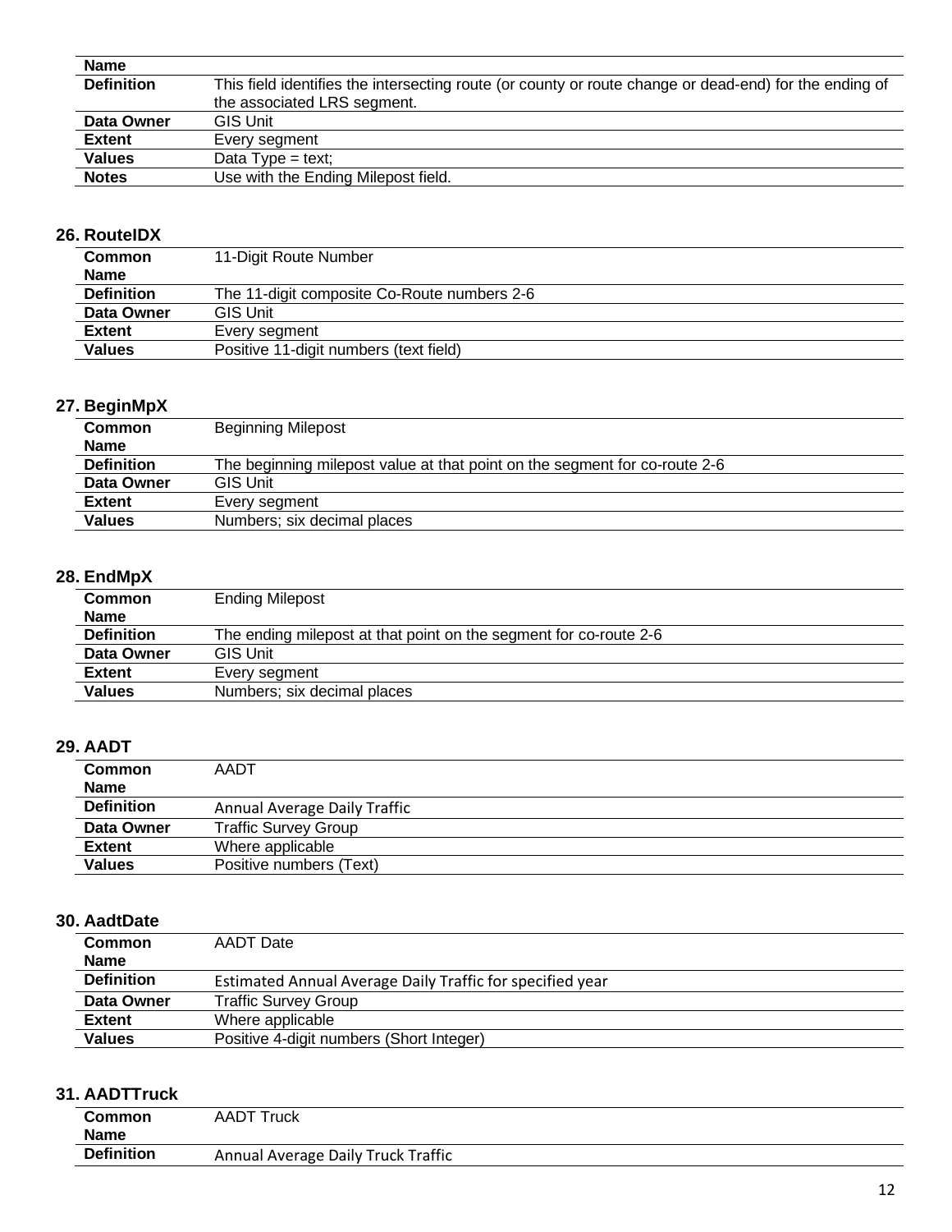| Name | |
|---|---|
| **Definition** | This field identifies the intersecting route (or county or route change or dead-end) for the ending of the associated LRS segment. |
| **Data Owner** | GIS Unit |
| **Extent** | Every segment |
| **Values** | Data Type = text; |
| **Notes** | Use with the Ending Milepost field. |

### 26. RouteIDX

| Common Name | 11-Digit Route Number |
|---|---|
| **Definition** | The 11-digit composite Co-Route numbers 2-6 |
| **Data Owner** | GIS Unit |
| **Extent** | Every segment |
| **Values** | Positive 11-digit numbers (text field) |

### 27. BeginMpX

| Common Name | Beginning Milepost |
|---|---|
| **Definition** | The beginning milepost value at that point on the segment for co-route 2-6 |
| **Data Owner** | GIS Unit |
| **Extent** | Every segment |
| **Values** | Numbers; six decimal places |

### 28. EndMpX

| Common Name | Ending Milepost |
|---|---|
| **Definition** | The ending milepost value at that point on the segment for co-route 2-6 |
| **Data Owner** | GIS Unit |
| **Extent** | Every segment |
| **Values** | Numbers; six decimal places |

### 29. AADT

| Common Name | AADT |
|---|---|
| **Definition** | Annual Average Daily Traffic |
| **Data Owner** | Traffic Survey Group |
| **Extent** | Where applicable |
| **Values** | Positive numbers (Text) |

### 30. AadtDate

| Common Name | AADT Date |
|---|---|
| **Definition** | Estimated Annual Average Daily Traffic for specified year |
| **Data Owner** | Traffic Survey Group |
| **Extent** | Where applicable |
| **Values** | Positive 4-digit numbers (Short Integer) |

### 31. AADTTruck

| Common Name | AADT Truck |
|---|---|
| **Definition** | Annual Average Daily Truck Traffic |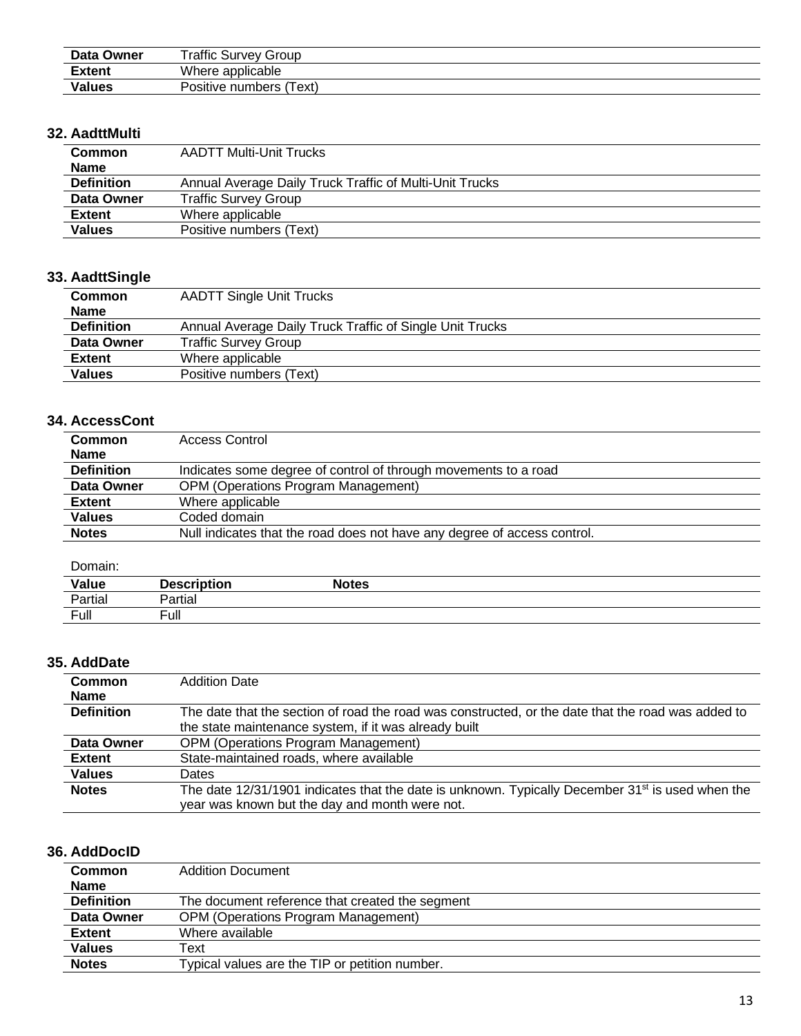| | |
|---|---|
| **Data Owner** | Traffic Survey Group |
| **Extent** | Where applicable |
| **Values** | Positive numbers (Text) |

### 32. AadttMulti

| | |
|---|---|
| **Common Name** | AADTT Multi-Unit Trucks |
| **Definition** | Annual Average Daily Truck Traffic of Multi-Unit Trucks |
| **Data Owner** | Traffic Survey Group |
| **Extent** | Where applicable |
| **Values** | Positive numbers (Text) |

### 33. AadttSingle

| | |
|---|---|
| **Common Name** | AADTT Single Unit Trucks |
| **Definition** | Annual Average Daily Truck Traffic of Single Unit Trucks |
| **Data Owner** | Traffic Survey Group |
| **Extent** | Where applicable |
| **Values** | Positive numbers (Text) |

### 34. AccessCont

| | |
|---|---|
| **Common Name** | Access Control |
| **Definition** | Indicates some degree of control of through movements to a road |
| **Data Owner** | OPM (Operations Program Management) |
| **Extent** | Where applicable |
| **Values** | Coded domain |
| **Notes** | Null indicates that the road does not have any degree of access control. |

Domain:

| Value | Description | Notes |
|---|---|---|
| Partial | Partial | |
| Full | Full | |

### 35. AddDate

| | |
|---|---|
| **Common Name** | Addition Date |
| **Definition** | The date that the section of road the road was constructed, or the date that the road was added to the state maintenance system, if it was already built |
| **Data Owner** | OPM (Operations Program Management) |
| **Extent** | State-maintained roads, where available |
| **Values** | Dates |
| **Notes** | The date 12/31/1901 indicates that the date is unknown. Typically December 31st is used when the year was known but the day and month were not. |

### 36. AddDocID

| | |
|---|---|
| **Common Name** | Addition Document |
| **Definition** | The document reference that created the segment |
| **Data Owner** | OPM (Operations Program Management) |
| **Extent** | Where available |
| **Values** | Text |
| **Notes** | Typical values are the TIP or petition number. |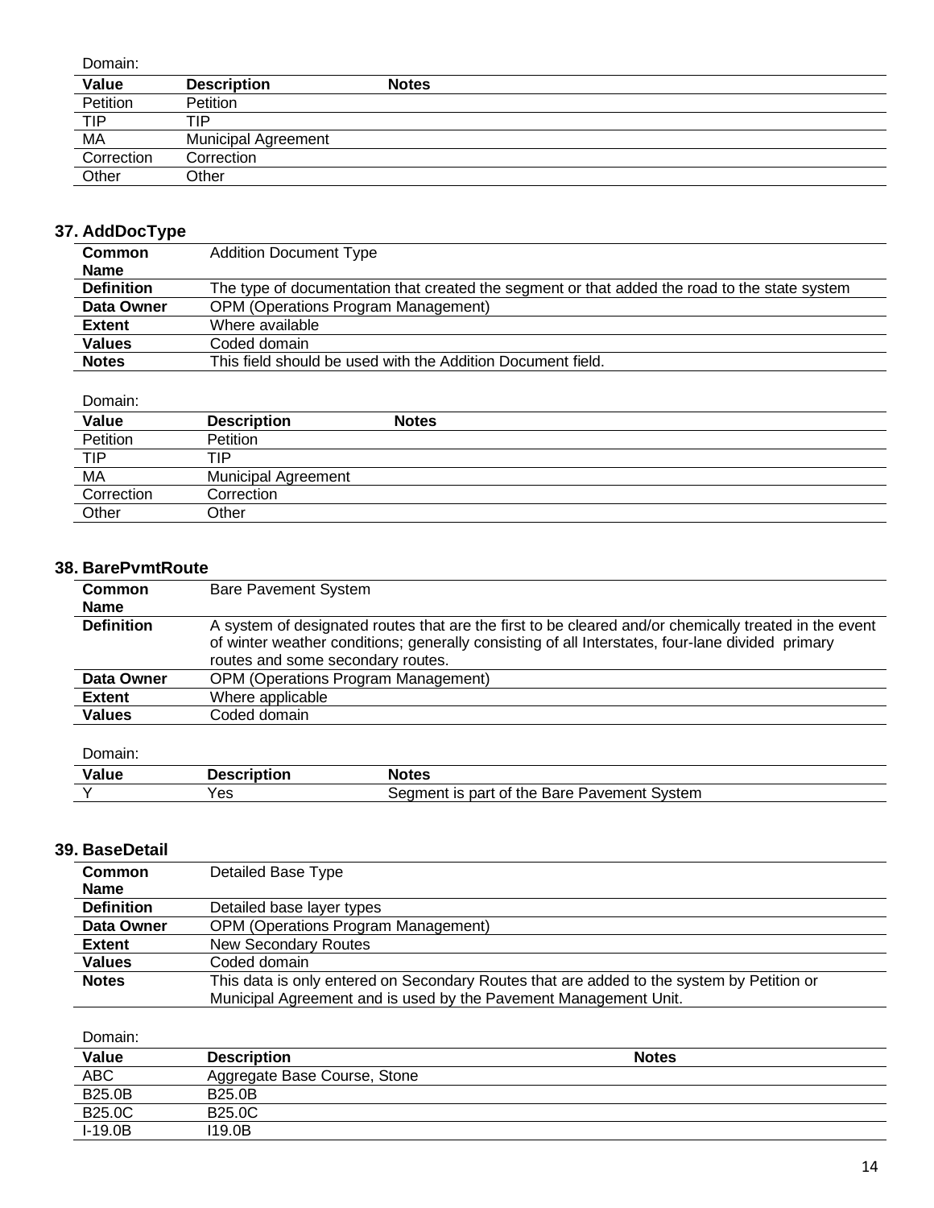Domain:

| Value | Description | Notes |
|---|---|---|
| Petition | Petition | |
| TIP | TIP | |
| MA | Municipal Agreement | |
| Correction | Correction | |
| Other | Other | |

### 37. AddDocType

| | |
|---|---|
| **Common Name** | Addition Document Type |
| **Definition** | The type of documentation that created the segment or that added the road to the state system |
| **Data Owner** | OPM (Operations Program Management) |
| **Extent** | Where available |
| **Values** | Coded domain |
| **Notes** | This field should be used with the Addition Document field. |

Domain:

| Value | Description | Notes |
|---|---|---|
| Petition | Petition | |
| TIP | TIP | |
| MA | Municipal Agreement | |
| Correction | Correction | |
| Other | Other | |

### 38. BarePvmtRoute

| | |
|---|---|
| **Common Name** | Bare Pavement System |
| **Definition** | A system of designated routes that are the first to be cleared and/or chemically treated in the event of winter weather conditions; generally consisting of all Interstates, four-lane divided primary routes and some secondary routes. |
| **Data Owner** | OPM (Operations Program Management) |
| **Extent** | Where applicable |
| **Values** | Coded domain |

Domain:

| Value | Description | Notes |
|---|---|---|
| Y | Yes | Segment is part of the Bare Pavement System |

### 39. BaseDetail

| | |
|---|---|
| **Common Name** | Detailed Base Type |
| **Definition** | Detailed base layer types |
| **Data Owner** | OPM (Operations Program Management) |
| **Extent** | New Secondary Routes |
| **Values** | Coded domain |
| **Notes** | This data is only entered on Secondary Routes that are added to the system by Petition or Municipal Agreement and is used by the Pavement Management Unit. |

Domain:

| Value | Description | Notes |
|---|---|---|
| ABC | Aggregate Base Course, Stone | |
| B25.0B | B25.0B | |
| B25.0C | B25.0C | |
| I-19.0B | I19.0B | |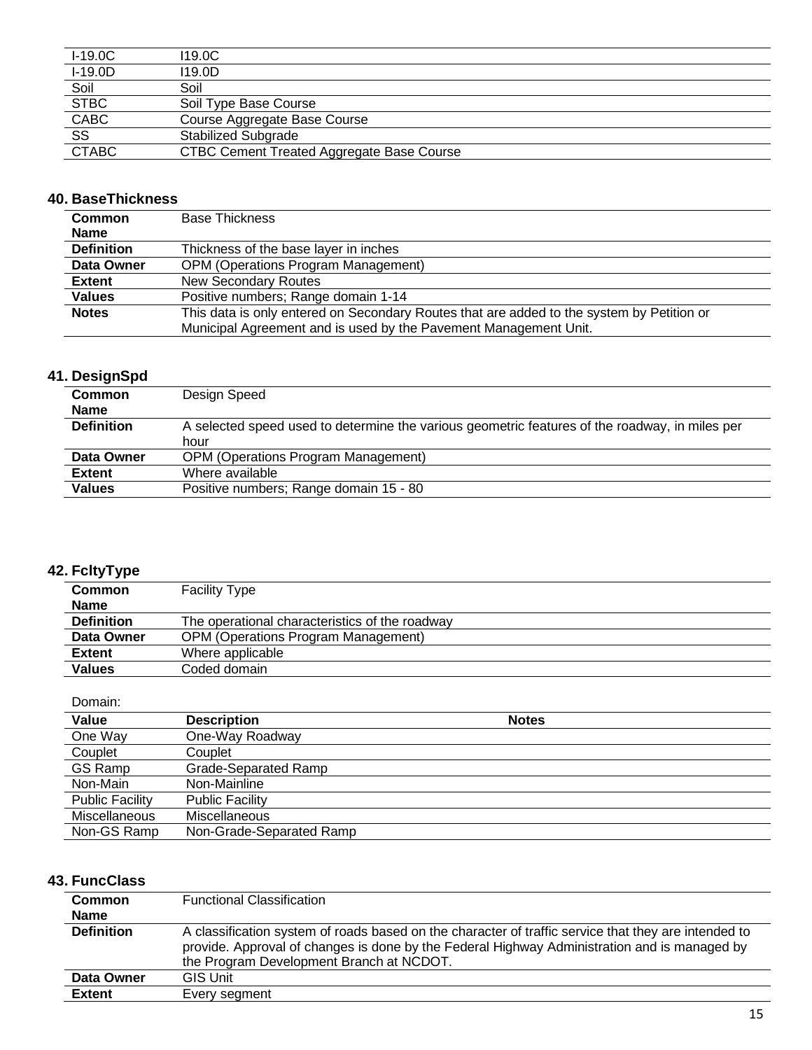| | |
|---|---|
| I-19.0C | I19.0C |
| I-19.0D | I19.0D |
| Soil | Soil |
| STBC | Soil Type Base Course |
| CABC | Course Aggregate Base Course |
| SS | Stabilized Subgrade |
| CTABC | CTBC Cement Treated Aggregate Base Course |

### 40. BaseThickness

| | |
|---|---|
| **Common Name** | Base Thickness |
| **Definition** | Thickness of the base layer in inches |
| **Data Owner** | OPM (Operations Program Management) |
| **Extent** | New Secondary Routes |
| **Values** | Positive numbers; Range domain 1-14 |
| **Notes** | This data is only entered on Secondary Routes that are added to the system by Petition or Municipal Agreement and is used by the Pavement Management Unit. |

### 41. DesignSpd

| | |
|---|---|
| **Common Name** | Design Speed |
| **Definition** | A selected speed used to determine the various geometric features of the roadway, in miles per hour |
| **Data Owner** | OPM (Operations Program Management) |
| **Extent** | Where available |
| **Values** | Positive numbers; Range domain 15 - 80 |

### 42. FcltyType

| | |
|---|---|
| **Common Name** | Facility Type |
| **Definition** | The operational characteristics of the roadway |
| **Data Owner** | OPM (Operations Program Management) |
| **Extent** | Where applicable |
| **Values** | Coded domain |

Domain:

| Value | Description | Notes |
|---|---|---|
| One Way | One-Way Roadway | |
| Couplet | Couplet | |
| GS Ramp | Grade-Separated Ramp | |
| Non-Main | Non-Mainline | |
| Public Facility | Public Facility | |
| Miscellaneous | Miscellaneous | |
| Non-GS Ramp | Non-Grade-Separated Ramp | |

### 43. FuncClass

| | |
|---|---|
| **Common Name** | Functional Classification |
| **Definition** | A classification system of roads based on the character of traffic service that they are intended to provide. Approval of changes is done by the Federal Highway Administration and is managed by the Program Development Branch at NCDOT. |
| **Data Owner** | GIS Unit |
| **Extent** | Every segment |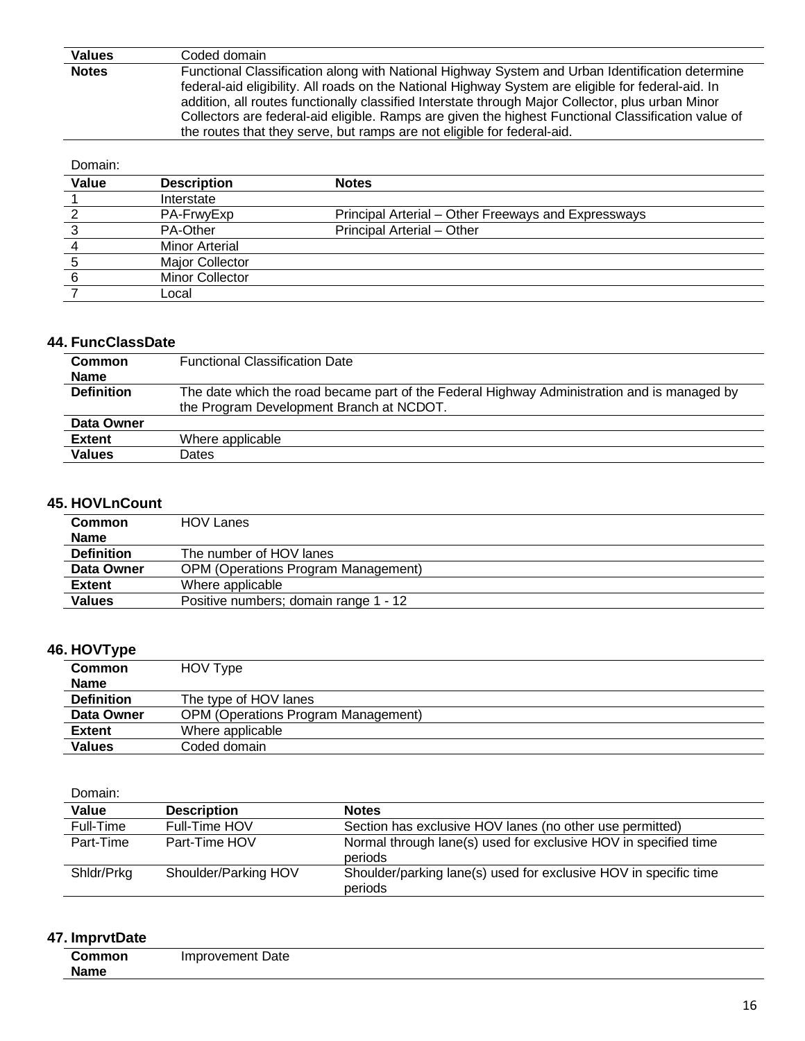| | |
|---|---|
| **Values** | Coded domain |
| **Notes** | Functional Classification along with National Highway System and Urban Identification determine federal-aid eligibility. All roads on the National Highway System are eligible for federal-aid. In addition, all routes functionally classified Interstate through Major Collector, plus urban Minor Collectors are federal-aid eligible. Ramps are given the highest Functional Classification value of the routes that they serve, but ramps are not eligible for federal-aid. |

Domain:

| Value | Description | Notes |
|---|---|---|
| 1 | Interstate | |
| 2 | PA-FrwyExp | Principal Arterial – Other Freeways and Expressways |
| 3 | PA-Other | Principal Arterial – Other |
| 4 | Minor Arterial | |
| 5 | Major Collector | |
| 6 | Minor Collector | |
| 7 | Local | |

### 44. FuncClassDate

| | |
|---|---|
| **Common Name** | Functional Classification Date |
| **Definition** | The date which the road became part of the Federal Highway Administration and is managed by the Program Development Branch at NCDOT. |
| **Data Owner** | |
| **Extent** | Where applicable |
| **Values** | Dates |

### 45. HOVLnCount

| | |
|---|---|
| **Common Name** | HOV Lanes |
| **Definition** | The number of HOV lanes |
| **Data Owner** | OPM (Operations Program Management) |
| **Extent** | Where applicable |
| **Values** | Positive numbers; domain range 1 - 12 |

### 46. HOVType

| | |
|---|---|
| **Common Name** | HOV Type |
| **Definition** | The type of HOV lanes |
| **Data Owner** | OPM (Operations Program Management) |
| **Extent** | Where applicable |
| **Values** | Coded domain |

Domain:

| Value | Description | Notes |
|---|---|---|
| Full-Time | Full-Time HOV | Section has exclusive HOV lanes (no other use permitted) |
| Part-Time | Part-Time HOV | Normal through lane(s) used for exclusive HOV in specified time periods |
| Shldr/Prkg | Shoulder/Parking HOV | Shoulder/parking lane(s) used for exclusive HOV in specific time periods |

### 47. ImprvtDate

| | |
|---|---|
| **Common Name** | Improvement Date |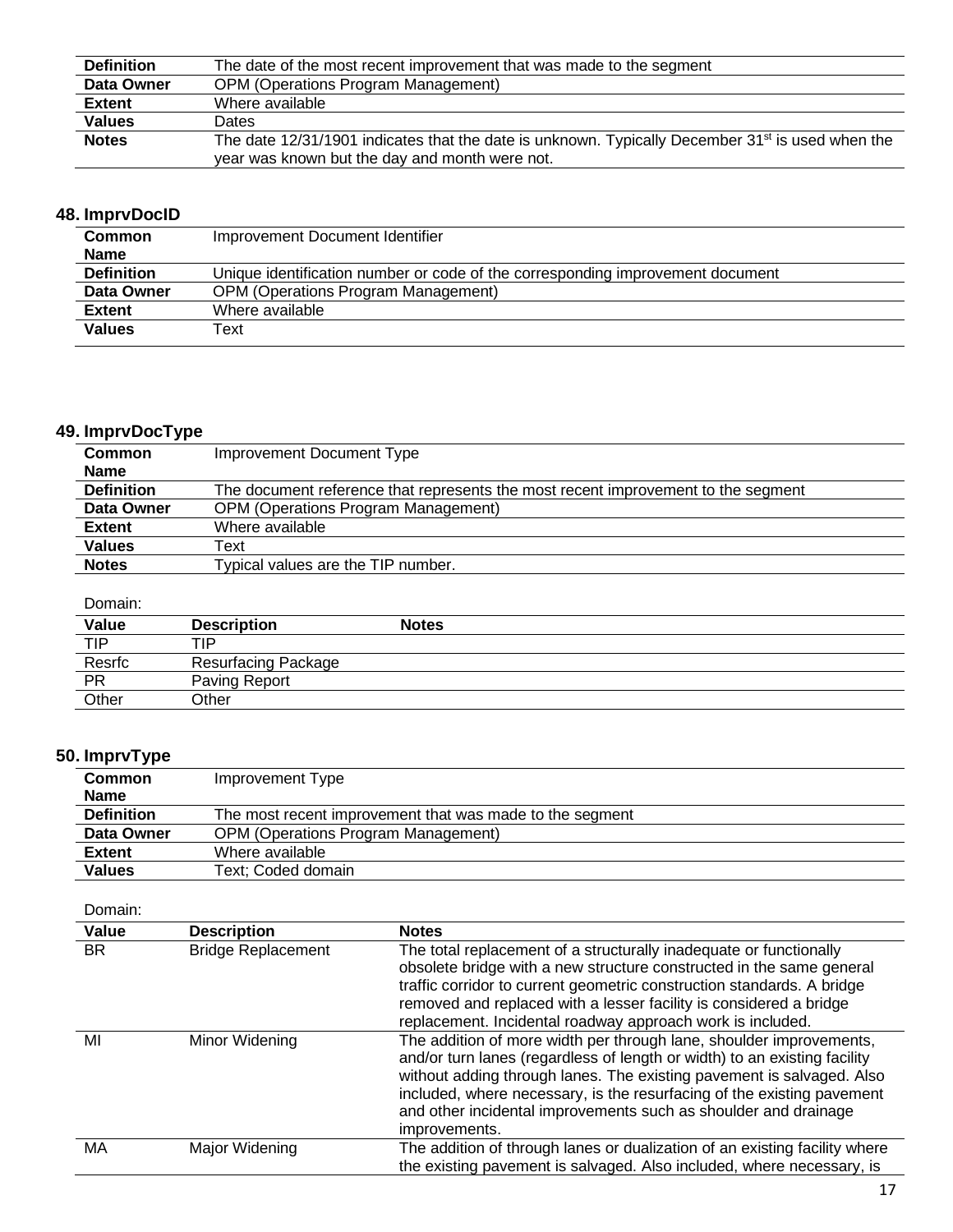| | |
|---|---|
| **Definition** | The date of the most recent improvement that was made to the segment |
| **Data Owner** | OPM (Operations Program Management) |
| **Extent** | Where available |
| **Values** | Dates |
| **Notes** | The date 12/31/1901 indicates that the date is unknown. Typically December 31st is used when the year was known but the day and month were not. |

### 48. ImprvDocID

| | |
|---|---|
| **Common Name** | Improvement Document Identifier |
| **Definition** | Unique identification number or code of the corresponding improvement document |
| **Data Owner** | OPM (Operations Program Management) |
| **Extent** | Where available |
| **Values** | Text |

### 49. ImprvDocType

| | |
|---|---|
| **Common Name** | Improvement Document Type |
| **Definition** | The document reference that represents the most recent improvement to the segment |
| **Data Owner** | OPM (Operations Program Management) |
| **Extent** | Where available |
| **Values** | Text |
| **Notes** | Typical values are the TIP number. |

Domain:

| Value | Description | Notes |
|---|---|---|
| TIP | TIP | |
| Resrfc | Resurfacing Package | |
| PR | Paving Report | |
| Other | Other | |

### 50. ImprvType

| | |
|---|---|
| **Common Name** | Improvement Type |
| **Definition** | The most recent improvement that was made to the segment |
| **Data Owner** | OPM (Operations Program Management) |
| **Extent** | Where available |
| **Values** | Text; Coded domain |

Domain:

| Value | Description | Notes |
|---|---|---|
| BR | Bridge Replacement | The total replacement of a structurally inadequate or functionally obsolete bridge with a new structure constructed in the same general traffic corridor to current geometric construction standards. A bridge removed and replaced with a lesser facility is considered a bridge replacement. Incidental roadway approach work is included. |
| MI | Minor Widening | The addition of more width per through lane, shoulder improvements, and/or turn lanes (regardless of length or width) to an existing facility without adding through lanes. The existing pavement is salvaged. Also included, where necessary, is the resurfacing of the existing pavement and other incidental improvements such as shoulder and drainage improvements. |
| MA | Major Widening | The addition of through lanes or dualization of an existing facility where the existing pavement is salvaged. Also included, where necessary, is |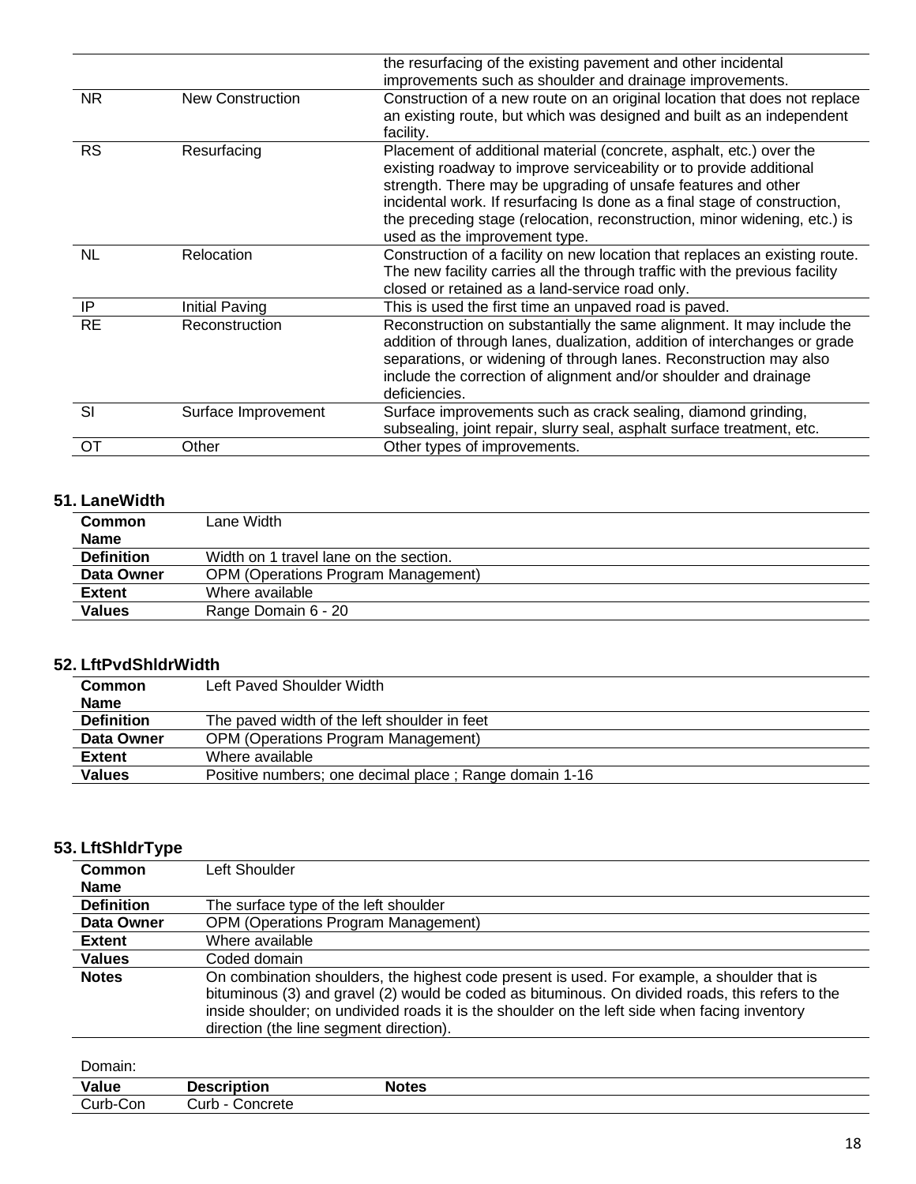| | | |
|---|---|---|
| | | the resurfacing of the existing pavement and other incidental improvements such as shoulder and drainage improvements. |
| NR | New Construction | Construction of a new route on an original location that does not replace an existing route, but which was designed and built as an independent facility. |
| RS | Resurfacing | Placement of additional material (concrete, asphalt, etc.) over the existing roadway to improve serviceability or to provide additional strength. There may be upgrading of unsafe features and other incidental work. If resurfacing Is done as a final stage of construction, the preceding stage (relocation, reconstruction, minor widening, etc.) is used as the improvement type. |
| NL | Relocation | Construction of a facility on new location that replaces an existing route. The new facility carries all the through traffic with the previous facility closed or retained as a land-service road only. |
| IP | Initial Paving | This is used the first time an unpaved road is paved. |
| RE | Reconstruction | Reconstruction on substantially the same alignment. It may include the addition of through lanes, dualization, addition of interchanges or grade separations, or widening of through lanes. Reconstruction may also include the correction of alignment and/or shoulder and drainage deficiencies. |
| SI | Surface Improvement | Surface improvements such as crack sealing, diamond grinding, subsealing, joint repair, slurry seal, asphalt surface treatment, etc. |
| OT | Other | Other types of improvements. |

### 51. LaneWidth

| | |
|---|---|
| **Common Name** | Lane Width |
| **Definition** | Width on 1 travel lane on the section. |
| **Data Owner** | OPM (Operations Program Management) |
| **Extent** | Where available |
| **Values** | Range Domain 6 - 20 |

### 52. LftPvdShldrWidth

| | |
|---|---|
| **Common Name** | Left Paved Shoulder Width |
| **Definition** | The paved width of the left shoulder in feet |
| **Data Owner** | OPM (Operations Program Management) |
| **Extent** | Where available |
| **Values** | Positive numbers; one decimal place ; Range domain 1-16 |

### 53. LftShldrType

| | |
|---|---|
| **Common Name** | Left Shoulder |
| **Definition** | The surface type of the left shoulder |
| **Data Owner** | OPM (Operations Program Management) |
| **Extent** | Where available |
| **Values** | Coded domain |
| **Notes** | On combination shoulders, the highest code present is used. For example, a shoulder that is bituminous (3) and gravel (2) would be coded as bituminous. On divided roads, this refers to the inside shoulder; on undivided roads it is the shoulder on the left side when facing inventory direction (the line segment direction). |

Domain:

| Value | Description | Notes |
|---|---|---|
| Curb-Con | Curb - Concrete | |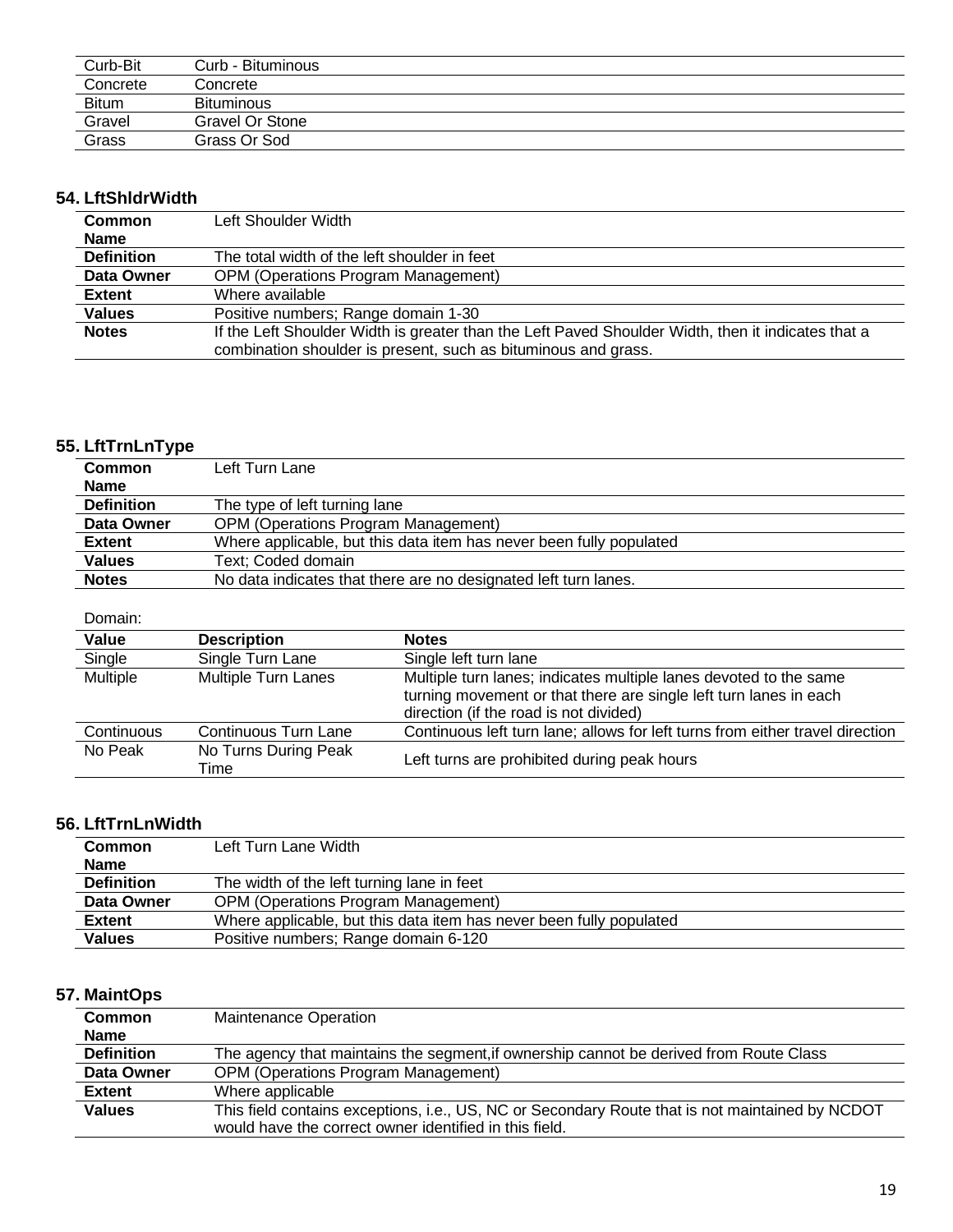| | |
|---|---|
| Curb-Bit | Curb - Bituminous |
| Concrete | Concrete |
| Bitum | Bituminous |
| Gravel | Gravel Or Stone |
| Grass | Grass Or Sod |

### 54. LftShldrWidth

| | |
|---|---|
| **Common Name** | Left Shoulder Width |
| **Definition** | The total width of the left shoulder in feet |
| **Data Owner** | OPM (Operations Program Management) |
| **Extent** | Where available |
| **Values** | Positive numbers; Range domain 1-30 |
| **Notes** | If the Left Shoulder Width is greater than the Left Paved Shoulder Width, then it indicates that a combination shoulder is present, such as bituminous and grass. |

### 55. LftTrnLnType

| | |
|---|---|
| **Common Name** | Left Turn Lane |
| **Definition** | The type of left turning lane |
| **Data Owner** | OPM (Operations Program Management) |
| **Extent** | Where applicable, but this data item has never been fully populated |
| **Values** | Text; Coded domain |
| **Notes** | No data indicates that there are no designated left turn lanes. |

Domain:

| Value | Description | Notes |
|---|---|---|
| Single | Single Turn Lane | Single left turn lane |
| Multiple | Multiple Turn Lanes | Multiple turn lanes; indicates multiple lanes devoted to the same turning movement or that there are single left turn lanes in each direction (if the road is not divided) |
| Continuous | Continuous Turn Lane | Continuous left turn lane; allows for left turns from either travel direction |
| No Peak | No Turns During Peak Time | Left turns are prohibited during peak hours |

### 56. LftTrnLnWidth

| | |
|---|---|
| **Common Name** | Left Turn Lane Width |
| **Definition** | The width of the left turning lane in feet |
| **Data Owner** | OPM (Operations Program Management) |
| **Extent** | Where applicable, but this data item has never been fully populated |
| **Values** | Positive numbers; Range domain 6-120 |

### 57. MaintOps

| | |
|---|---|
| **Common Name** | Maintenance Operation |
| **Definition** | The agency that maintains the segment,if ownership cannot be derived from Route Class |
| **Data Owner** | OPM (Operations Program Management) |
| **Extent** | Where applicable |
| **Values** | This field contains exceptions, i.e., US, NC or Secondary Route that is not maintained by NCDOT would have the correct owner identified in this field. |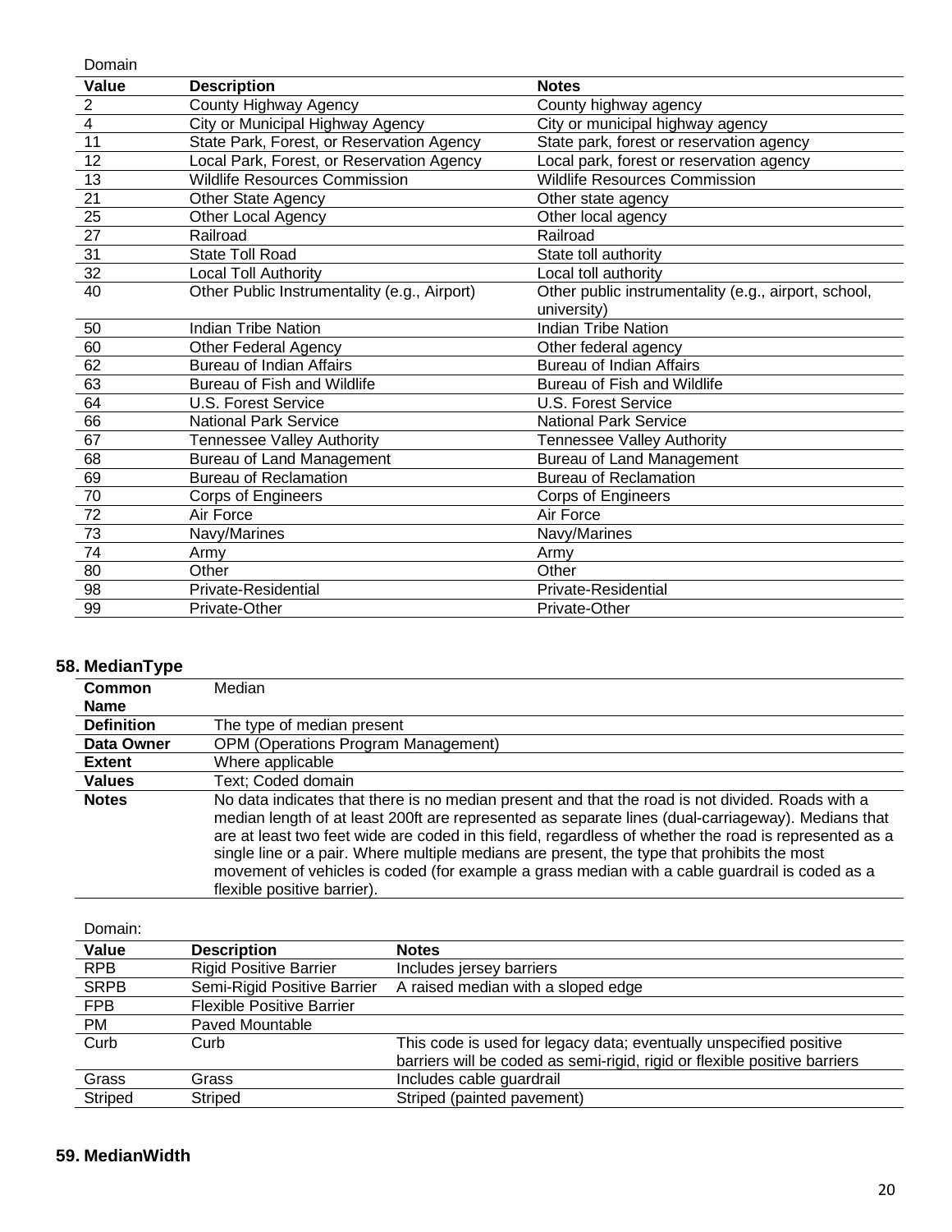Domain

| Value | Description | Notes |
| --- | --- | --- |
| 2 | County Highway Agency | County highway agency |
| 4 | City or Municipal Highway Agency | City or municipal highway agency |
| 11 | State Park, Forest, or Reservation Agency | State park, forest or reservation agency |
| 12 | Local Park, Forest, or Reservation Agency | Local park, forest or reservation agency |
| 13 | Wildlife Resources Commission | Wildlife Resources Commission |
| 21 | Other State Agency | Other state agency |
| 25 | Other Local Agency | Other local agency |
| 27 | Railroad | Railroad |
| 31 | State Toll Road | State toll authority |
| 32 | Local Toll Authority | Local toll authority |
| 40 | Other Public Instrumentality (e.g., Airport) | Other public instrumentality (e.g., airport, school, university) |
| 50 | Indian Tribe Nation | Indian Tribe Nation |
| 60 | Other Federal Agency | Other federal agency |
| 62 | Bureau of Indian Affairs | Bureau of Indian Affairs |
| 63 | Bureau of Fish and Wildlife | Bureau of Fish and Wildlife |
| 64 | U.S. Forest Service | U.S. Forest Service |
| 66 | National Park Service | National Park Service |
| 67 | Tennessee Valley Authority | Tennessee Valley Authority |
| 68 | Bureau of Land Management | Bureau of Land Management |
| 69 | Bureau of Reclamation | Bureau of Reclamation |
| 70 | Corps of Engineers | Corps of Engineers |
| 72 | Air Force | Air Force |
| 73 | Navy/Marines | Navy/Marines |
| 74 | Army | Army |
| 80 | Other | Other |
| 98 | Private-Residential | Private-Residential |
| 99 | Private-Other | Private-Other |

## 58. MedianType

| | |
| --- | --- |
| **Common Name** | Median |
| **Definition** | The type of median present |
| **Data Owner** | OPM (Operations Program Management) |
| **Extent** | Where applicable |
| **Values** | Text; Coded domain |
| **Notes** | No data indicates that there is no median present and that the road is not divided. Roads with a median length of at least 200ft are represented as separate lines (dual-carriageway). Medians that are at least two feet wide are coded in this field, regardless of whether the road is represented as a single line or a pair. Where multiple medians are present, the type that prohibits the most movement of vehicles is coded (for example a grass median with a cable guardrail is coded as a flexible positive barrier). |

Domain:

| Value | Description | Notes |
| --- | --- | --- |
| RPB | Rigid Positive Barrier | Includes jersey barriers |
| SRPB | Semi-Rigid Positive Barrier | A raised median with a sloped edge |
| FPB | Flexible Positive Barrier | |
| PM | Paved Mountable | |
| Curb | Curb | This code is used for legacy data; eventually unspecified positive barriers will be coded as semi-rigid, rigid or flexible positive barriers |
| Grass | Grass | Includes cable guardrail |
| Striped | Striped | Striped (painted pavement) |

## 59. MedianWidth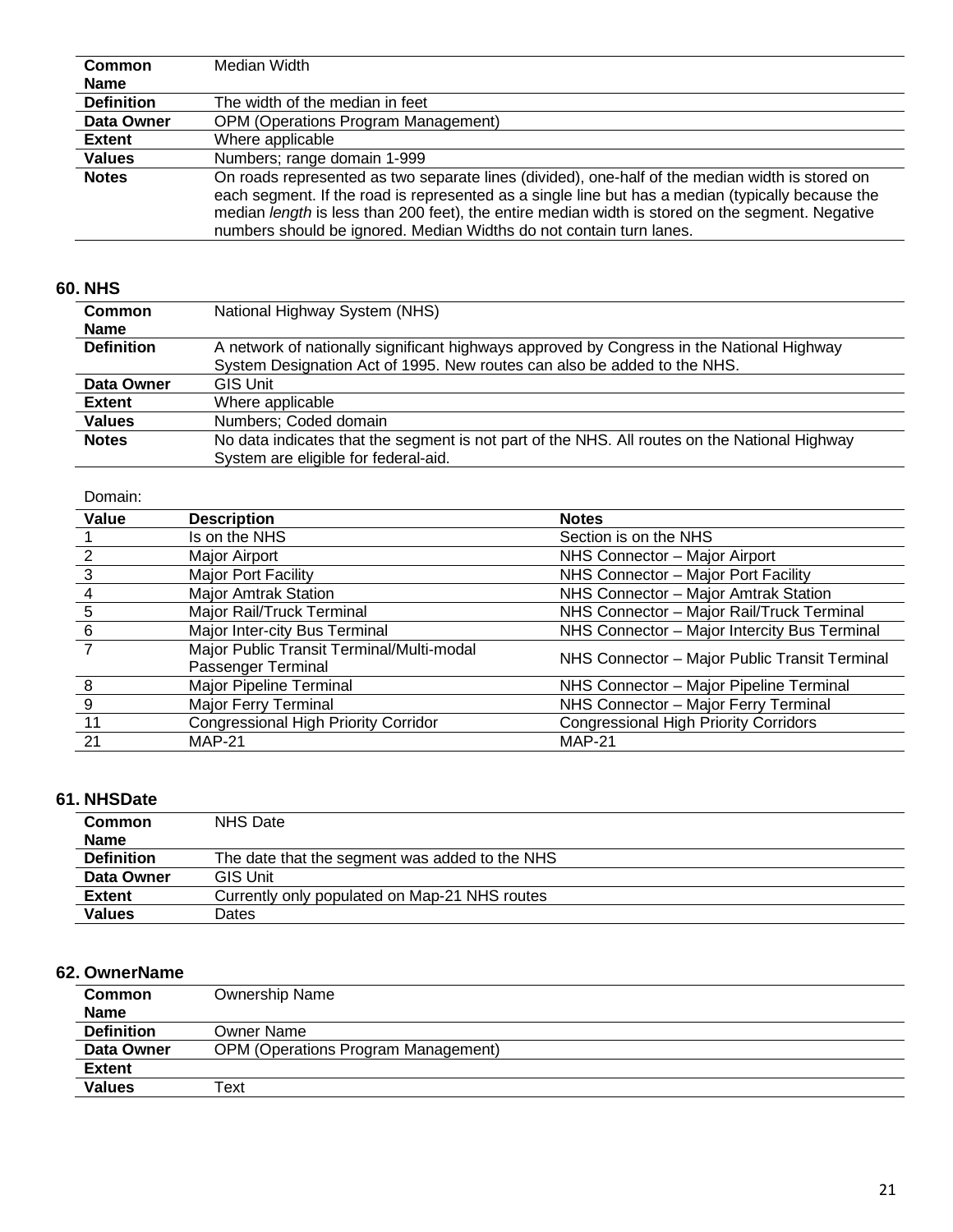| Common Name | Median Width |
|---|---|
| **Definition** | The width of the median in feet |
| **Data Owner** | OPM (Operations Program Management) |
| **Extent** | Where applicable |
| **Values** | Numbers; range domain 1-999 |
| **Notes** | On roads represented as two separate lines (divided), one-half of the median width is stored on each segment. If the road is represented as a single line but has a median (typically because the median *length* is less than 200 feet), the entire median width is stored on the segment. Negative numbers should be ignored. Median Widths do not contain turn lanes. |

### 60. NHS

| Common Name | National Highway System (NHS) |
|---|---|
| **Definition** | A network of nationally significant highways approved by Congress in the National Highway System Designation Act of 1995. New routes can also be added to the NHS. |
| **Data Owner** | GIS Unit |
| **Extent** | Where applicable |
| **Values** | Numbers; Coded domain |
| **Notes** | No data indicates that the segment is not part of the NHS. All routes on the National Highway System are eligible for federal-aid. |

Domain:

| Value | Description | Notes |
|---|---|---|
| 1 | Is on the NHS | Section is on the NHS |
| 2 | Major Airport | NHS Connector – Major Airport |
| 3 | Major Port Facility | NHS Connector – Major Port Facility |
| 4 | Major Amtrak Station | NHS Connector – Major Amtrak Station |
| 5 | Major Rail/Truck Terminal | NHS Connector – Major Rail/Truck Terminal |
| 6 | Major Inter-city Bus Terminal | NHS Connector – Major Intercity Bus Terminal |
| 7 | Major Public Transit Terminal/Multi-modal Passenger Terminal | NHS Connector – Major Public Transit Terminal |
| 8 | Major Pipeline Terminal | NHS Connector – Major Pipeline Terminal |
| 9 | Major Ferry Terminal | NHS Connector – Major Ferry Terminal |
| 11 | Congressional High Priority Corridor | Congressional High Priority Corridors |
| 21 | MAP-21 | MAP-21 |

### 61. NHSDate

| Common Name | NHS Date |
|---|---|
| **Definition** | The date that the segment was added to the NHS |
| **Data Owner** | GIS Unit |
| **Extent** | Currently only populated on Map-21 NHS routes |
| **Values** | Dates |

### 62. OwnerName

| Common Name | Ownership Name |
|---|---|
| **Definition** | Owner Name |
| **Data Owner** | OPM (Operations Program Management) |
| **Extent** | |
| **Values** | Text |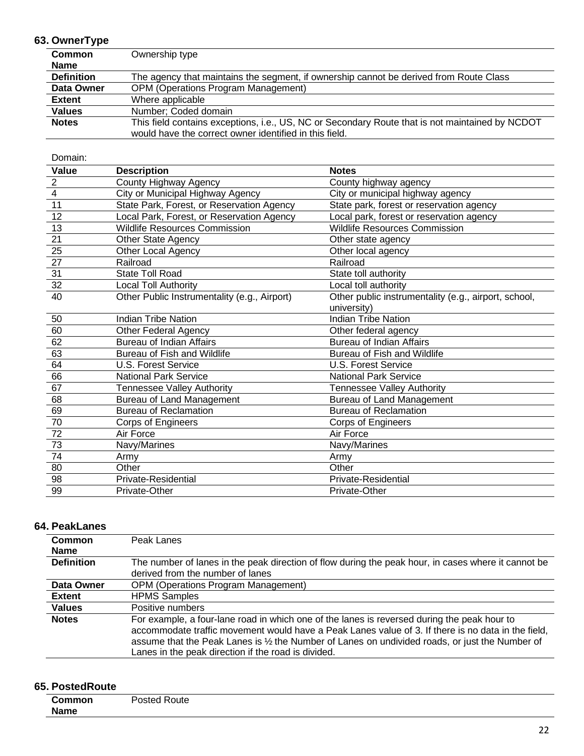## 63. OwnerType

| | |
|---|---|
| **Common Name** | Ownership type |
| **Definition** | The agency that maintains the segment, if ownership cannot be derived from Route Class |
| **Data Owner** | OPM (Operations Program Management) |
| **Extent** | Where applicable |
| **Values** | Number; Coded domain |
| **Notes** | This field contains exceptions, i.e., US, NC or Secondary Route that is not maintained by NCDOT would have the correct owner identified in this field. |

Domain:

| Value | Description | Notes |
|---|---|---|
| 2 | County Highway Agency | County highway agency |
| 4 | City or Municipal Highway Agency | City or municipal highway agency |
| 11 | State Park, Forest, or Reservation Agency | State park, forest or reservation agency |
| 12 | Local Park, Forest, or Reservation Agency | Local park, forest or reservation agency |
| 13 | Wildlife Resources Commission | Wildlife Resources Commission |
| 21 | Other State Agency | Other state agency |
| 25 | Other Local Agency | Other local agency |
| 27 | Railroad | Railroad |
| 31 | State Toll Road | State toll authority |
| 32 | Local Toll Authority | Local toll authority |
| 40 | Other Public Instrumentality (e.g., Airport) | Other public instrumentality (e.g., airport, school, university) |
| 50 | Indian Tribe Nation | Indian Tribe Nation |
| 60 | Other Federal Agency | Other federal agency |
| 62 | Bureau of Indian Affairs | Bureau of Indian Affairs |
| 63 | Bureau of Fish and Wildlife | Bureau of Fish and Wildlife |
| 64 | U.S. Forest Service | U.S. Forest Service |
| 66 | National Park Service | National Park Service |
| 67 | Tennessee Valley Authority | Tennessee Valley Authority |
| 68 | Bureau of Land Management | Bureau of Land Management |
| 69 | Bureau of Reclamation | Bureau of Reclamation |
| 70 | Corps of Engineers | Corps of Engineers |
| 72 | Air Force | Air Force |
| 73 | Navy/Marines | Navy/Marines |
| 74 | Army | Army |
| 80 | Other | Other |
| 98 | Private-Residential | Private-Residential |
| 99 | Private-Other | Private-Other |

## 64. PeakLanes

| | |
|---|---|
| **Common Name** | Peak Lanes |
| **Definition** | The number of lanes in the peak direction of flow during the peak hour, in cases where it cannot be derived from the number of lanes |
| **Data Owner** | OPM (Operations Program Management) |
| **Extent** | HPMS Samples |
| **Values** | Positive numbers |
| **Notes** | For example, a four-lane road in which one of the lanes is reversed during the peak hour to accommodate traffic movement would have a Peak Lanes value of 3. If there is no data in the field, assume that the Peak Lanes is ½ the Number of Lanes on undivided roads, or just the Number of Lanes in the peak direction if the road is divided. |

## 65. PostedRoute

| | |
|---|---|
| **Common Name** | Posted Route |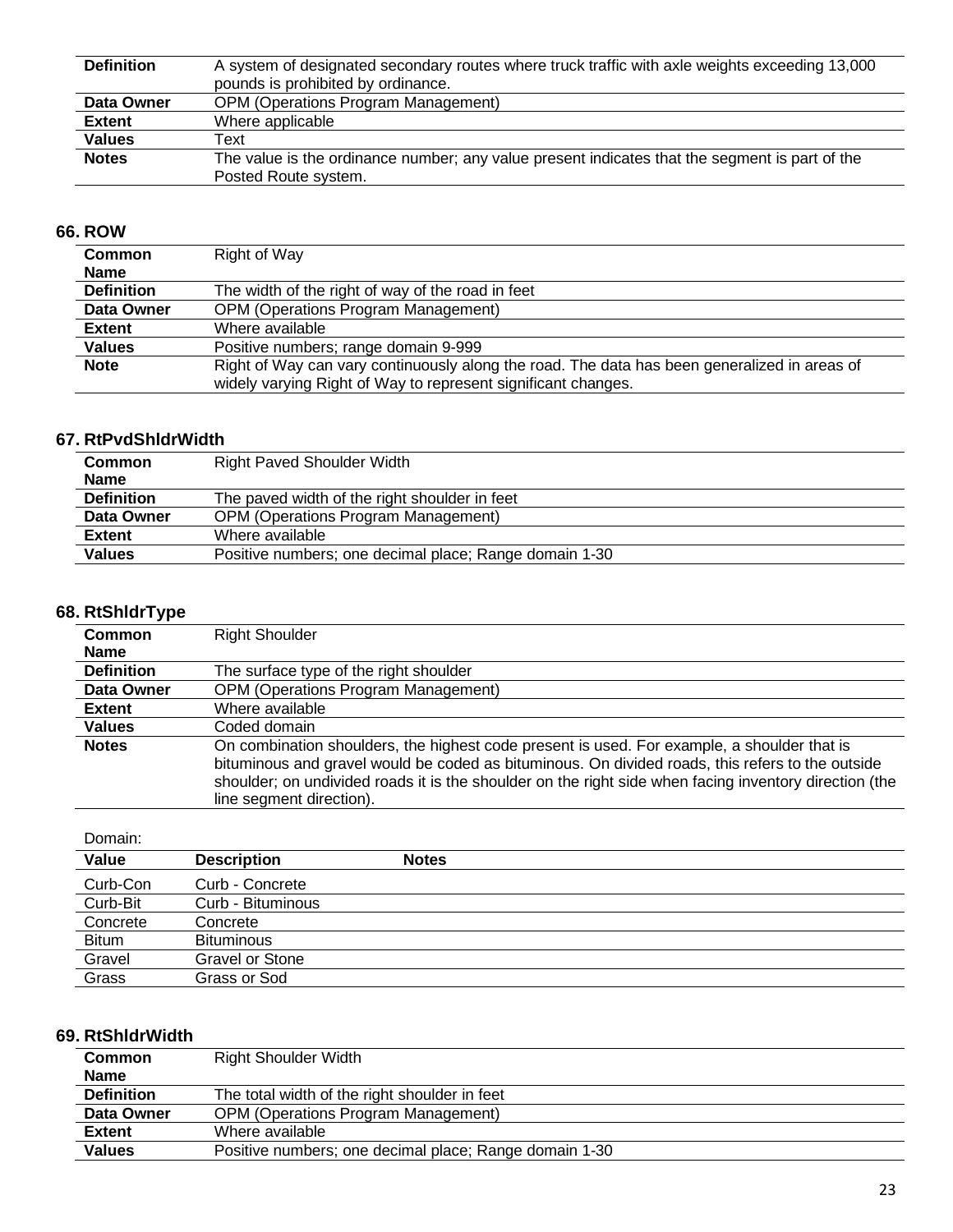| | |
|---|---|
| **Definition** | A system of designated secondary routes where truck traffic with axle weights exceeding 13,000 pounds is prohibited by ordinance. |
| **Data Owner** | OPM (Operations Program Management) |
| **Extent** | Where applicable |
| **Values** | Text |
| **Notes** | The value is the ordinance number; any value present indicates that the segment is part of the Posted Route system. |

### 66. ROW

| | |
|---|---|
| **Common Name** | Right of Way |
| **Definition** | The width of the right of way of the road in feet |
| **Data Owner** | OPM (Operations Program Management) |
| **Extent** | Where available |
| **Values** | Positive numbers; range domain 9-999 |
| **Note** | Right of Way can vary continuously along the road. The data has been generalized in areas of widely varying Right of Way to represent significant changes. |

### 67. RtPvdShldrWidth

| | |
|---|---|
| **Common Name** | Right Paved Shoulder Width |
| **Definition** | The paved width of the right shoulder in feet |
| **Data Owner** | OPM (Operations Program Management) |
| **Extent** | Where available |
| **Values** | Positive numbers; one decimal place; Range domain 1-30 |

### 68. RtShldrType

| | |
|---|---|
| **Common Name** | Right Shoulder |
| **Definition** | The surface type of the right shoulder |
| **Data Owner** | OPM (Operations Program Management) |
| **Extent** | Where available |
| **Values** | Coded domain |
| **Notes** | On combination shoulders, the highest code present is used. For example, a shoulder that is bituminous and gravel would be coded as bituminous. On divided roads, this refers to the outside shoulder; on undivided roads it is the shoulder on the right side when facing inventory direction (the line segment direction). |

Domain:

| Value | Description | Notes |
|---|---|---|
| Curb-Con | Curb - Concrete | |
| Curb-Bit | Curb - Bituminous | |
| Concrete | Concrete | |
| Bitum | Bituminous | |
| Gravel | Gravel or Stone | |
| Grass | Grass or Sod | |

### 69. RtShldrWidth

| | |
|---|---|
| **Common Name** | Right Shoulder Width |
| **Definition** | The total width of the right shoulder in feet |
| **Data Owner** | OPM (Operations Program Management) |
| **Extent** | Where available |
| **Values** | Positive numbers; one decimal place; Range domain 1-30 |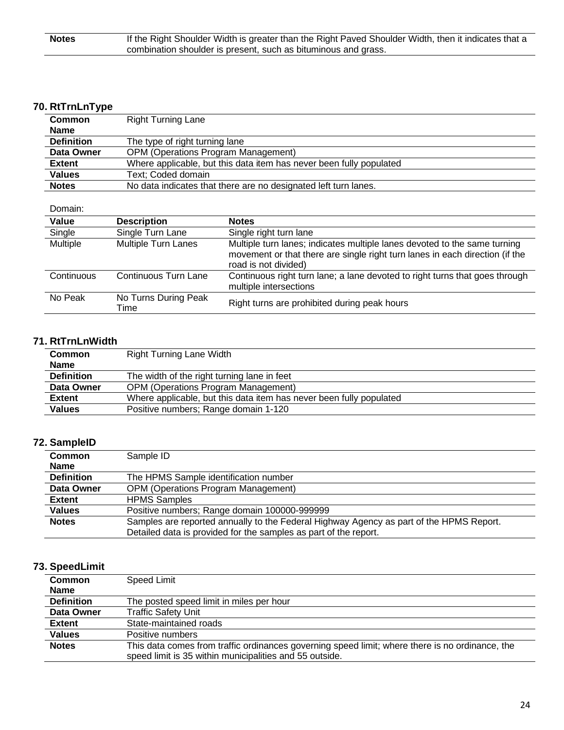| | |
|---|---|
| **Notes** | If the Right Shoulder Width is greater than the Right Paved Shoulder Width, then it indicates that a combination shoulder is present, such as bituminous and grass. |

### 70. RtTrnLnType

| | |
|---|---|
| **Common Name** | Right Turning Lane |
| **Definition** | The type of right turning lane |
| **Data Owner** | OPM (Operations Program Management) |
| **Extent** | Where applicable, but this data item has never been fully populated |
| **Values** | Text; Coded domain |
| **Notes** | No data indicates that there are no designated left turn lanes. |

Domain:

| Value | Description | Notes |
|---|---|---|
| Single | Single Turn Lane | Single right turn lane |
| Multiple | Multiple Turn Lanes | Multiple turn lanes; indicates multiple lanes devoted to the same turning movement or that there are single right turn lanes in each direction (if the road is not divided) |
| Continuous | Continuous Turn Lane | Continuous right turn lane; a lane devoted to right turns that goes through multiple intersections |
| No Peak | No Turns During Peak Time | Right turns are prohibited during peak hours |

### 71. RtTrnLnWidth

| | |
|---|---|
| **Common Name** | Right Turning Lane Width |
| **Definition** | The width of the right turning lane in feet |
| **Data Owner** | OPM (Operations Program Management) |
| **Extent** | Where applicable, but this data item has never been fully populated |
| **Values** | Positive numbers; Range domain 1-120 |

### 72. SampleID

| | |
|---|---|
| **Common Name** | Sample ID |
| **Definition** | The HPMS Sample identification number |
| **Data Owner** | OPM (Operations Program Management) |
| **Extent** | HPMS Samples |
| **Values** | Positive numbers; Range domain 100000-999999 |
| **Notes** | Samples are reported annually to the Federal Highway Agency as part of the HPMS Report. Detailed data is provided for the samples as part of the report. |

### 73. SpeedLimit

| | |
|---|---|
| **Common Name** | Speed Limit |
| **Definition** | The posted speed limit in miles per hour |
| **Data Owner** | Traffic Safety Unit |
| **Extent** | State-maintained roads |
| **Values** | Positive numbers |
| **Notes** | This data comes from traffic ordinances governing speed limit; where there is no ordinance, the speed limit is 35 within municipalities and 55 outside. |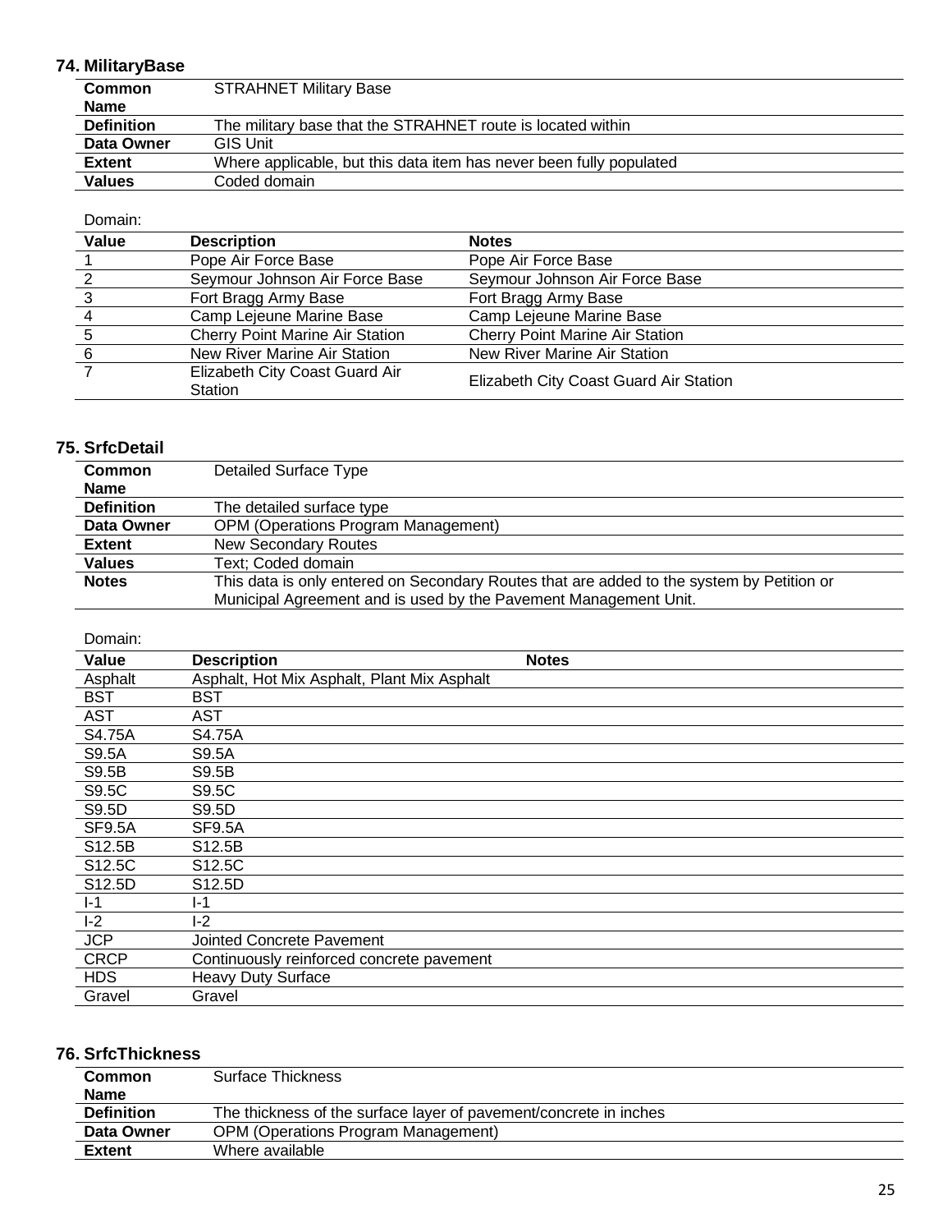### 74. MilitaryBase

| | |
|---|---|
| **Common Name** | STRAHNET Military Base |
| **Definition** | The military base that the STRAHNET route is located within |
| **Data Owner** | GIS Unit |
| **Extent** | Where applicable, but this data item has never been fully populated |
| **Values** | Coded domain |

Domain:

| Value | Description | Notes |
|---|---|---|
| 1 | Pope Air Force Base | Pope Air Force Base |
| 2 | Seymour Johnson Air Force Base | Seymour Johnson Air Force Base |
| 3 | Fort Bragg Army Base | Fort Bragg Army Base |
| 4 | Camp Lejeune Marine Base | Camp Lejeune Marine Base |
| 5 | Cherry Point Marine Air Station | Cherry Point Marine Air Station |
| 6 | New River Marine Air Station | New River Marine Air Station |
| 7 | Elizabeth City Coast Guard Air Station | Elizabeth City Coast Guard Air Station |

### 75. SrfcDetail

| | |
|---|---|
| **Common Name** | Detailed Surface Type |
| **Definition** | The detailed surface type |
| **Data Owner** | OPM (Operations Program Management) |
| **Extent** | New Secondary Routes |
| **Values** | Text; Coded domain |
| **Notes** | This data is only entered on Secondary Routes that are added to the system by Petition or Municipal Agreement and is used by the Pavement Management Unit. |

Domain:

| Value | Description | Notes |
|---|---|---|
| Asphalt | Asphalt, Hot Mix Asphalt, Plant Mix Asphalt | |
| BST | BST | |
| AST | AST | |
| S4.75A | S4.75A | |
| S9.5A | S9.5A | |
| S9.5B | S9.5B | |
| S9.5C | S9.5C | |
| S9.5D | S9.5D | |
| SF9.5A | SF9.5A | |
| S12.5B | S12.5B | |
| S12.5C | S12.5C | |
| S12.5D | S12.5D | |
| I-1 | I-1 | |
| I-2 | I-2 | |
| JCP | Jointed Concrete Pavement | |
| CRCP | Continuously reinforced concrete pavement | |
| HDS | Heavy Duty Surface | |
| Gravel | Gravel | |

### 76. SrfcThickness

| | |
|---|---|
| **Common Name** | Surface Thickness |
| **Definition** | The thickness of the surface layer of pavement/concrete in inches |
| **Data Owner** | OPM (Operations Program Management) |
| **Extent** | Where available |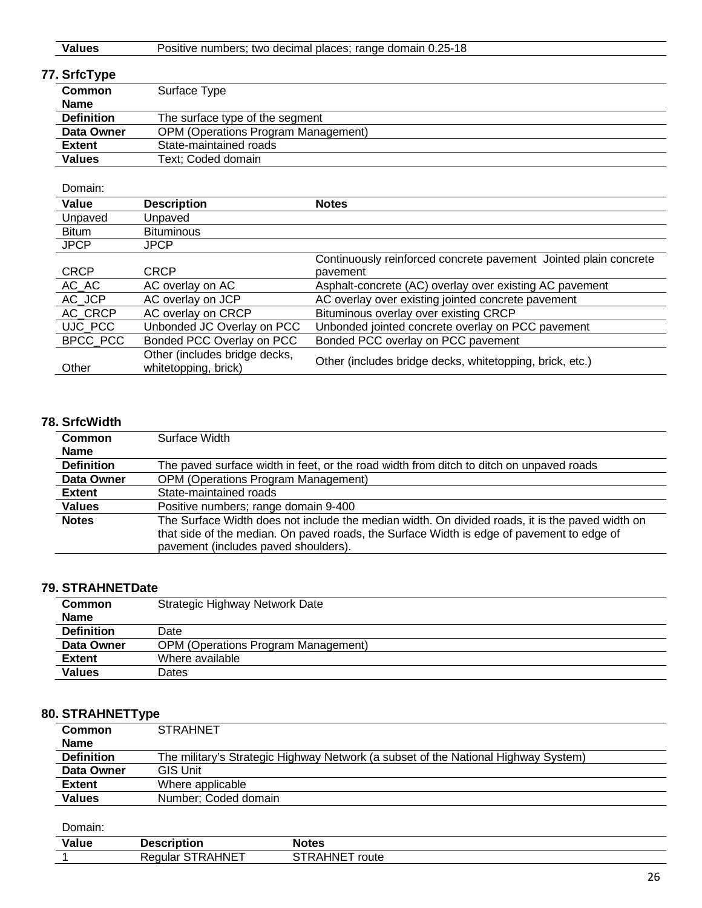| Values | Positive numbers; two decimal places; range domain 0.25-18 |
|---|---|

### 77. SrfcType

| Common Name | Surface Type |
|---|---|
| Definition | The surface type of the segment |
| Data Owner | OPM (Operations Program Management) |
| Extent | State-maintained roads |
| Values | Text; Coded domain |

Domain:

| Value | Description | Notes |
|---|---|---|
| Unpaved | Unpaved | |
| Bitum | Bituminous | |
| JPCP | JPCP | |
| CRCP | CRCP | Continuously reinforced concrete pavement Jointed plain concrete pavement |
| AC_AC | AC overlay on AC | Asphalt-concrete (AC) overlay over existing AC pavement |
| AC_JCP | AC overlay on JCP | AC overlay over existing jointed concrete pavement |
| AC_CRCP | AC overlay on CRCP | Bituminous overlay over existing CRCP |
| UJC_PCC | Unbonded JC Overlay on PCC | Unbonded jointed concrete overlay on PCC pavement |
| BPCC_PCC | Bonded PCC Overlay on PCC | Bonded PCC overlay on PCC pavement |
| Other | Other (includes bridge decks, whitetopping, brick) | Other (includes bridge decks, whitetopping, brick, etc.) |

### 78. SrfcWidth

| Common Name | Surface Width |
|---|---|
| Definition | The paved surface width in feet, or the road width from ditch to ditch on unpaved roads |
| Data Owner | OPM (Operations Program Management) |
| Extent | State-maintained roads |
| Values | Positive numbers; range domain 9-400 |
| Notes | The Surface Width does not include the median width. On divided roads, it is the paved width on that side of the median. On paved roads, the Surface Width is edge of pavement to edge of pavement (includes paved shoulders). |

### 79. STRAHNETDate

| Common Name | Strategic Highway Network Date |
|---|---|
| Definition | Date |
| Data Owner | OPM (Operations Program Management) |
| Extent | Where available |
| Values | Dates |

### 80. STRAHNETType

| Common Name | STRAHNET |
|---|---|
| Definition | The military's Strategic Highway Network (a subset of the National Highway System) |
| Data Owner | GIS Unit |
| Extent | Where applicable |
| Values | Number; Coded domain |

Domain:

| Value | Description | Notes |
|---|---|---|
| 1 | Regular STRAHNET | STRAHNET route |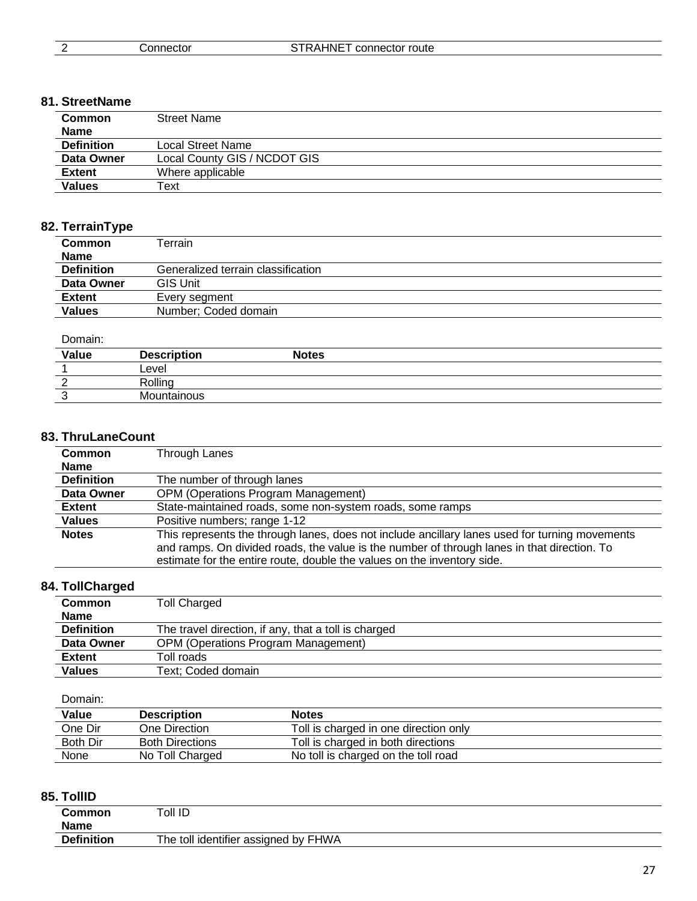| 2 | Connector | STRAHNET connector route |
|---|---|---|

## 81. StreetName

| | |
|---|---|
| **Common Name** | Street Name |
| **Definition** | Local Street Name |
| **Data Owner** | Local County GIS / NCDOT GIS |
| **Extent** | Where applicable |
| **Values** | Text |

## 82. TerrainType

| | |
|---|---|
| **Common Name** | Terrain |
| **Definition** | Generalized terrain classification |
| **Data Owner** | GIS Unit |
| **Extent** | Every segment |
| **Values** | Number; Coded domain |

Domain:

| Value | Description | Notes |
|---|---|---|
| 1 | Level | |
| 2 | Rolling | |
| 3 | Mountainous | |

## 83. ThruLaneCount

| | |
|---|---|
| **Common Name** | Through Lanes |
| **Definition** | The number of through lanes |
| **Data Owner** | OPM (Operations Program Management) |
| **Extent** | State-maintained roads, some non-system roads, some ramps |
| **Values** | Positive numbers; range 1-12 |
| **Notes** | This represents the through lanes, does not include ancillary lanes used for turning movements and ramps. On divided roads, the value is the number of through lanes in that direction. To estimate for the entire route, double the values on the inventory side. |

## 84. TollCharged

| | |
|---|---|
| **Common Name** | Toll Charged |
| **Definition** | The travel direction, if any, that a toll is charged |
| **Data Owner** | OPM (Operations Program Management) |
| **Extent** | Toll roads |
| **Values** | Text; Coded domain |

Domain:

| Value | Description | Notes |
|---|---|---|
| One Dir | One Direction | Toll is charged in one direction only |
| Both Dir | Both Directions | Toll is charged in both directions |
| None | No Toll Charged | No toll is charged on the toll road |

## 85. TollID

| | |
|---|---|
| **Common Name** | Toll ID |
| **Definition** | The toll identifier assigned by FHWA |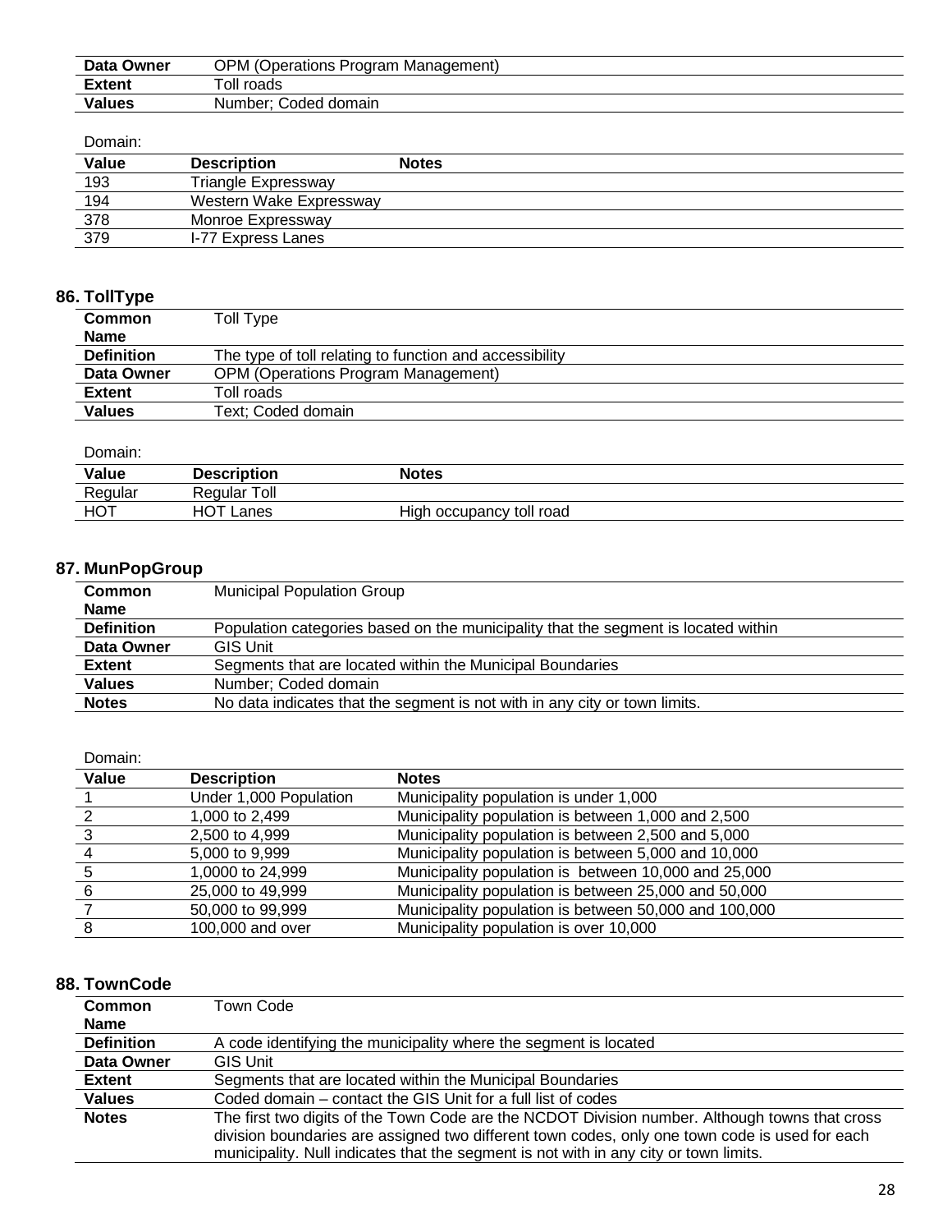| Data Owner | OPM (Operations Program Management) |
|---|---|
| Extent | Toll roads |
| Values | Number; Coded domain |

Domain:

| Value | Description | Notes |
|---|---|---|
| 193 | Triangle Expressway | |
| 194 | Western Wake Expressway | |
| 378 | Monroe Expressway | |
| 379 | I-77 Express Lanes | |

## 86. TollType

| Common Name | Toll Type |
|---|---|
| Definition | The type of toll relating to function and accessibility |
| Data Owner | OPM (Operations Program Management) |
| Extent | Toll roads |
| Values | Text; Coded domain |

Domain:

| Value | Description | Notes |
|---|---|---|
| Regular | Regular Toll | |
| HOT | HOT Lanes | High occupancy toll road |

## 87. MunPopGroup

| Common Name | Municipal Population Group |
|---|---|
| Definition | Population categories based on the municipality that the segment is located within |
| Data Owner | GIS Unit |
| Extent | Segments that are located within the Municipal Boundaries |
| Values | Number; Coded domain |
| Notes | No data indicates that the segment is not with in any city or town limits. |

Domain:

| Value | Description | Notes |
|---|---|---|
| 1 | Under 1,000 Population | Municipality population is under 1,000 |
| 2 | 1,000 to 2,499 | Municipality population is between 1,000 and 2,500 |
| 3 | 2,500 to 4,999 | Municipality population is between 2,500 and 5,000 |
| 4 | 5,000 to 9,999 | Municipality population is between 5,000 and 10,000 |
| 5 | 1,0000 to 24,999 | Municipality population is between 10,000 and 25,000 |
| 6 | 25,000 to 49,999 | Municipality population is between 25,000 and 50,000 |
| 7 | 50,000 to 99,999 | Municipality population is between 50,000 and 100,000 |
| 8 | 100,000 and over | Municipality population is over 10,000 |

## 88. TownCode

| Common Name | Town Code |
|---|---|
| Definition | A code identifying the municipality where the segment is located |
| Data Owner | GIS Unit |
| Extent | Segments that are located within the Municipal Boundaries |
| Values | Coded domain – contact the GIS Unit for a full list of codes |
| Notes | The first two digits of the Town Code are the NCDOT Division number. Although towns that cross division boundaries are assigned two different town codes, only one town code is used for each municipality. Null indicates that the segment is not with in any city or town limits. |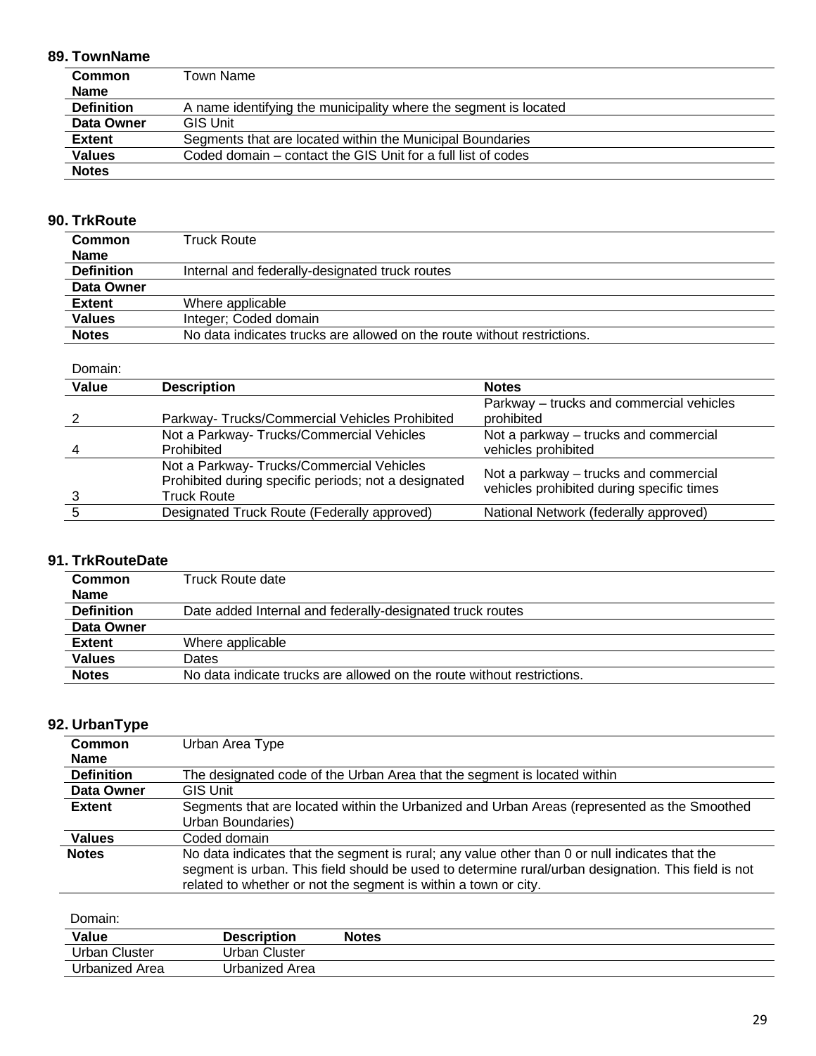### 89. TownName

| | |
|---|---|
| **Common Name** | Town Name |
| **Definition** | A name identifying the municipality where the segment is located |
| **Data Owner** | GIS Unit |
| **Extent** | Segments that are located within the Municipal Boundaries |
| **Values** | Coded domain – contact the GIS Unit for a full list of codes |
| **Notes** | |

### 90. TrkRoute

| | |
|---|---|
| **Common Name** | Truck Route |
| **Definition** | Internal and federally-designated truck routes |
| **Data Owner** | |
| **Extent** | Where applicable |
| **Values** | Integer; Coded domain |
| **Notes** | No data indicates trucks are allowed on the route without restrictions. |

Domain:

| Value | Description | Notes |
|---|---|---|
| 2 | Parkway- Trucks/Commercial Vehicles Prohibited | Parkway – trucks and commercial vehicles prohibited |
| 4 | Not a Parkway- Trucks/Commercial Vehicles Prohibited | Not a parkway – trucks and commercial vehicles prohibited |
| 3 | Not a Parkway- Trucks/Commercial Vehicles Prohibited during specific periods; not a designated Truck Route | Not a parkway – trucks and commercial vehicles prohibited during specific times |
| 5 | Designated Truck Route (Federally approved) | National Network (federally approved) |

### 91. TrkRouteDate

| | |
|---|---|
| **Common Name** | Truck Route date |
| **Definition** | Date added Internal and federally-designated truck routes |
| **Data Owner** | |
| **Extent** | Where applicable |
| **Values** | Dates |
| **Notes** | No data indicate trucks are allowed on the route without restrictions. |

### 92. UrbanType

| | |
|---|---|
| **Common Name** | Urban Area Type |
| **Definition** | The designated code of the Urban Area that the segment is located within |
| **Data Owner** | GIS Unit |
| **Extent** | Segments that are located within the Urbanized and Urban Areas (represented as the Smoothed Urban Boundaries) |
| **Values** | Coded domain |
| **Notes** | No data indicates that the segment is rural; any value other than 0 or null indicates that the segment is urban. This field should be used to determine rural/urban designation. This field is not related to whether or not the segment is within a town or city. |

Domain:

| Value | Description | Notes |
|---|---|---|
| Urban Cluster | Urban Cluster | |
| Urbanized Area | Urbanized Area | |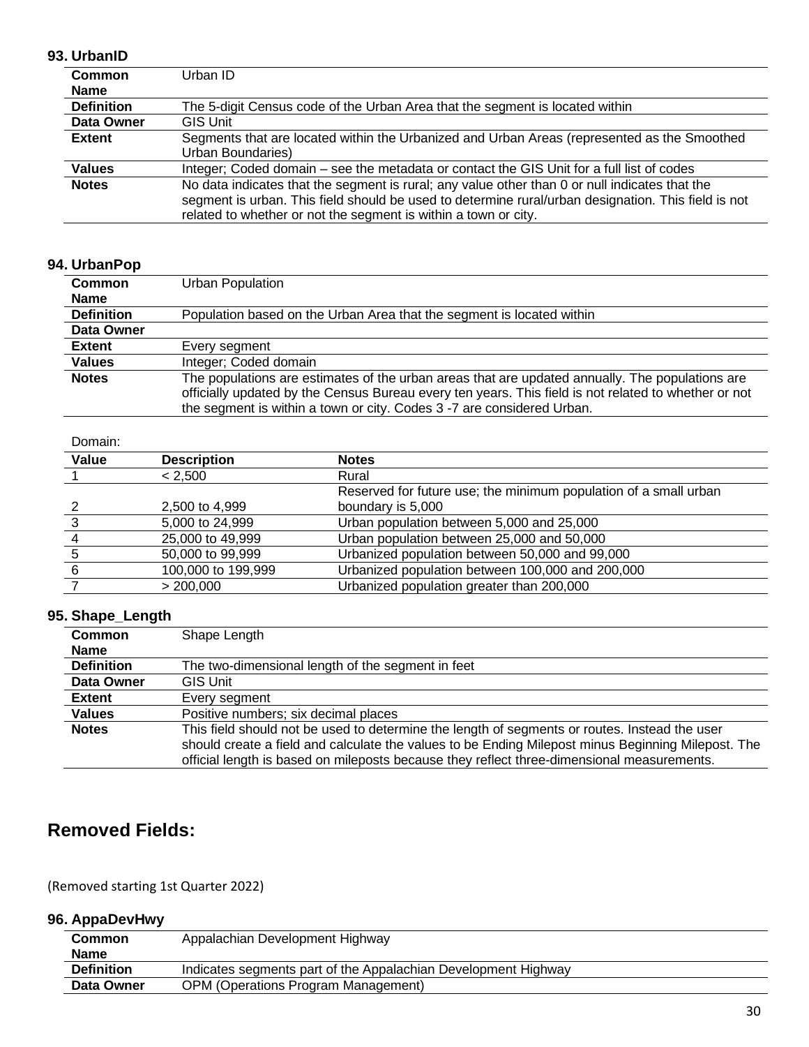### 93. UrbanID

| | |
|---|---|
| **Common Name** | Urban ID |
| **Definition** | The 5-digit Census code of the Urban Area that the segment is located within |
| **Data Owner** | GIS Unit |
| **Extent** | Segments that are located within the Urbanized and Urban Areas (represented as the Smoothed Urban Boundaries) |
| **Values** | Integer; Coded domain – see the metadata or contact the GIS Unit for a full list of codes |
| **Notes** | No data indicates that the segment is rural; any value other than 0 or null indicates that the segment is urban. This field should be used to determine rural/urban designation. This field is not related to whether or not the segment is within a town or city. |

### 94. UrbanPop

| | |
|---|---|
| **Common Name** | Urban Population |
| **Definition** | Population based on the Urban Area that the segment is located within |
| **Data Owner** | |
| **Extent** | Every segment |
| **Values** | Integer; Coded domain |
| **Notes** | The populations are estimates of the urban areas that are updated annually. The populations are officially updated by the Census Bureau every ten years. This field is not related to whether or not the segment is within a town or city. Codes 3 -7 are considered Urban. |

Domain:

| Value | Description | Notes |
|---|---|---|
| 1 | < 2,500 | Rural |
| 2 | 2,500 to 4,999 | Reserved for future use; the minimum population of a small urban boundary is 5,000 |
| 3 | 5,000 to 24,999 | Urban population between 5,000 and 25,000 |
| 4 | 25,000 to 49,999 | Urban population between 25,000 and 50,000 |
| 5 | 50,000 to 99,999 | Urbanized population between 50,000 and 99,000 |
| 6 | 100,000 to 199,999 | Urbanized population between 100,000 and 200,000 |
| 7 | > 200,000 | Urbanized population greater than 200,000 |

### 95. Shape_Length

| | |
|---|---|
| **Common Name** | Shape Length |
| **Definition** | The two-dimensional length of the segment in feet |
| **Data Owner** | GIS Unit |
| **Extent** | Every segment |
| **Values** | Positive numbers; six decimal places |
| **Notes** | This field should not be used to determine the length of segments or routes. Instead the user should create a field and calculate the values to be Ending Milepost minus Beginning Milepost. The official length is based on mileposts because they reflect three-dimensional measurements. |

## Removed Fields:

(Removed starting 1st Quarter 2022)

### 96. AppaDevHwy

| | |
|---|---|
| **Common Name** | Appalachian Development Highway |
| **Definition** | Indicates segments part of the Appalachian Development Highway |
| **Data Owner** | OPM (Operations Program Management) |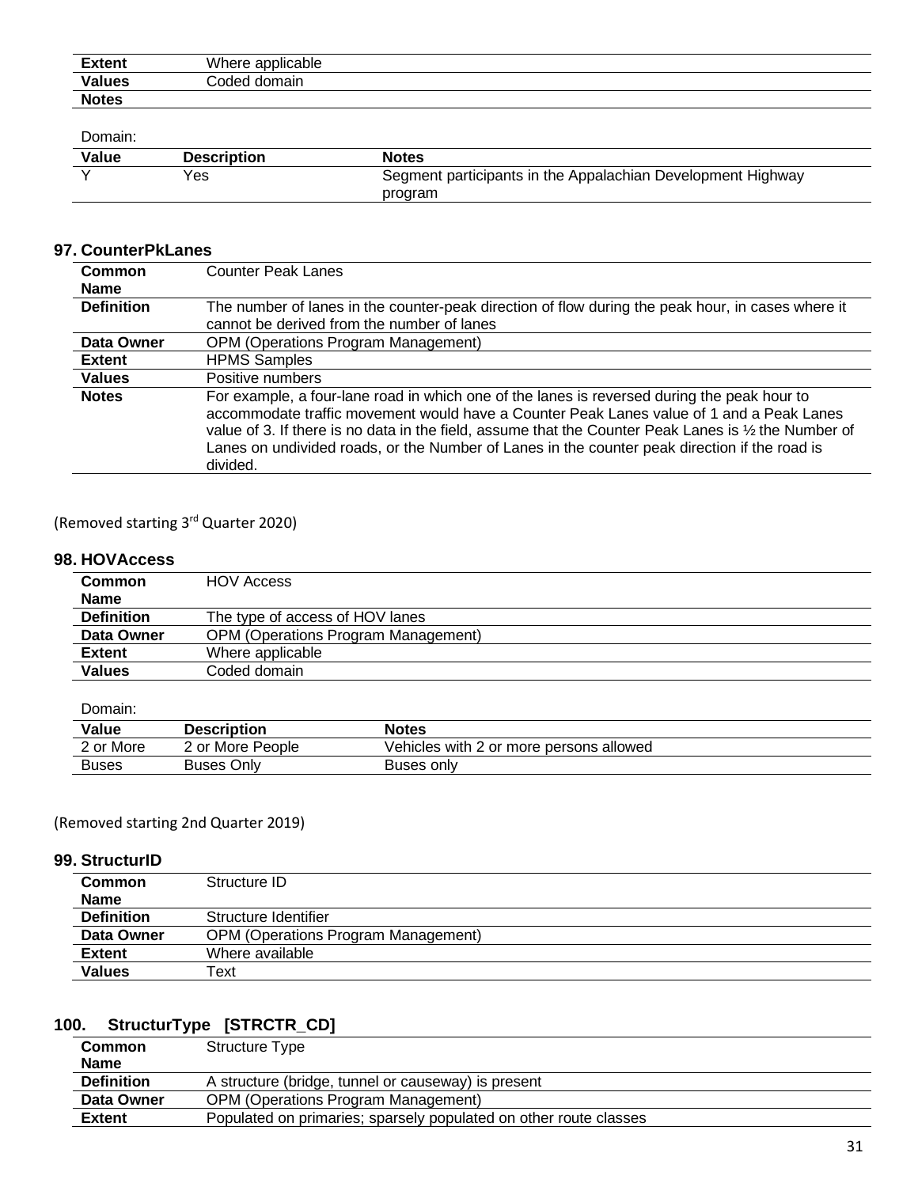| | |
|---|---|
| **Extent** | Where applicable |
| **Values** | Coded domain |
| **Notes** | |

Domain:

| Value | Description | Notes |
|---|---|---|
| Y | Yes | Segment participants in the Appalachian Development Highway program |

### 97. CounterPkLanes

| | |
|---|---|
| **Common Name** | Counter Peak Lanes |
| **Definition** | The number of lanes in the counter-peak direction of flow during the peak hour, in cases where it cannot be derived from the number of lanes |
| **Data Owner** | OPM (Operations Program Management) |
| **Extent** | HPMS Samples |
| **Values** | Positive numbers |
| **Notes** | For example, a four-lane road in which one of the lanes is reversed during the peak hour to accommodate traffic movement would have a Counter Peak Lanes value of 1 and a Peak Lanes value of 3. If there is no data in the field, assume that the Counter Peak Lanes is ½ the Number of Lanes on undivided roads, or the Number of Lanes in the counter peak direction if the road is divided. |

(Removed starting 3rd Quarter 2020)

### 98. HOVAccess

| | |
|---|---|
| **Common Name** | HOV Access |
| **Definition** | The type of access of HOV lanes |
| **Data Owner** | OPM (Operations Program Management) |
| **Extent** | Where applicable |
| **Values** | Coded domain |

Domain:

| Value | Description | Notes |
|---|---|---|
| 2 or More | 2 or More People | Vehicles with 2 or more persons allowed |
| Buses | Buses Only | Buses only |

(Removed starting 2nd Quarter 2019)

### 99. StructurID

| | |
|---|---|
| **Common Name** | Structure ID |
| **Definition** | Structure Identifier |
| **Data Owner** | OPM (Operations Program Management) |
| **Extent** | Where available |
| **Values** | Text |

### 100. StructurType [STRCTR_CD]

| | |
|---|---|
| **Common Name** | Structure Type |
| **Definition** | A structure (bridge, tunnel or causeway) is present |
| **Data Owner** | OPM (Operations Program Management) |
| **Extent** | Populated on primaries; sparsely populated on other route classes |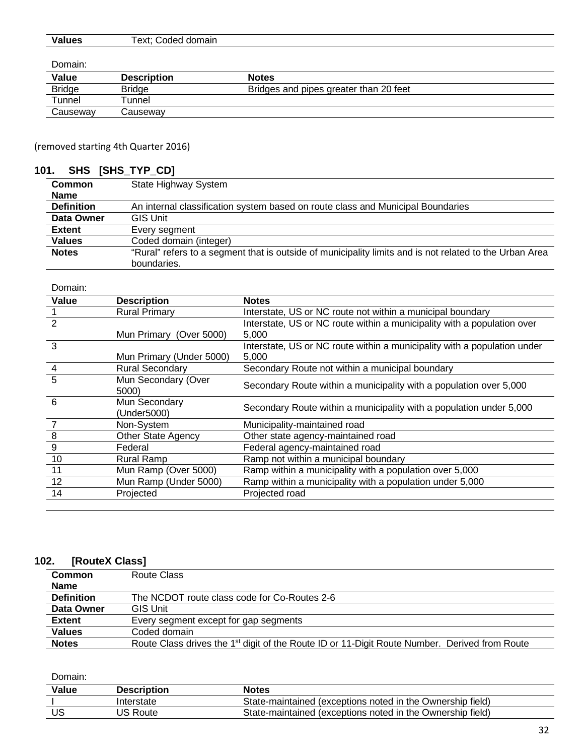| Values | Text; Coded domain |
|---|---|

Domain:

| Value | Description | Notes |
|---|---|---|
| Bridge | Bridge | Bridges and pipes greater than 20 feet |
| Tunnel | Tunnel | |
| Causeway | Causeway | |

(removed starting 4th Quarter 2016)

## 101. SHS [SHS_TYP_CD]

| | |
|---|---|
| **Common Name** | State Highway System |
| **Definition** | An internal classification system based on route class and Municipal Boundaries |
| **Data Owner** | GIS Unit |
| **Extent** | Every segment |
| **Values** | Coded domain (integer) |
| **Notes** | "Rural" refers to a segment that is outside of municipality limits and is not related to the Urban Area boundaries. |

Domain:

| Value | Description | Notes |
|---|---|---|
| 1 | Rural Primary | Interstate, US or NC route not within a municipal boundary |
| 2 | Mun Primary (Over 5000) | Interstate, US or NC route within a municipality with a population over 5,000 |
| 3 | Mun Primary (Under 5000) | Interstate, US or NC route within a municipality with a population under 5,000 |
| 4 | Rural Secondary | Secondary Route not within a municipal boundary |
| 5 | Mun Secondary (Over 5000) | Secondary Route within a municipality with a population over 5,000 |
| 6 | Mun Secondary (Under5000) | Secondary Route within a municipality with a population under 5,000 |
| 7 | Non-System | Municipality-maintained road |
| 8 | Other State Agency | Other state agency-maintained road |
| 9 | Federal | Federal agency-maintained road |
| 10 | Rural Ramp | Ramp not within a municipal boundary |
| 11 | Mun Ramp (Over 5000) | Ramp within a municipality with a population over 5,000 |
| 12 | Mun Ramp (Under 5000) | Ramp within a municipality with a population under 5,000 |
| 14 | Projected | Projected road |

## 102. [RouteX Class]

| | |
|---|---|
| **Common Name** | Route Class |
| **Definition** | The NCDOT route class code for Co-Routes 2-6 |
| **Data Owner** | GIS Unit |
| **Extent** | Every segment except for gap segments |
| **Values** | Coded domain |
| **Notes** | Route Class drives the 1st digit of the Route ID or 11-Digit Route Number. Derived from Route |

Domain:

| Value | Description | Notes |
|---|---|---|
| I | Interstate | State-maintained (exceptions noted in the Ownership field) |
| US | US Route | State-maintained (exceptions noted in the Ownership field) |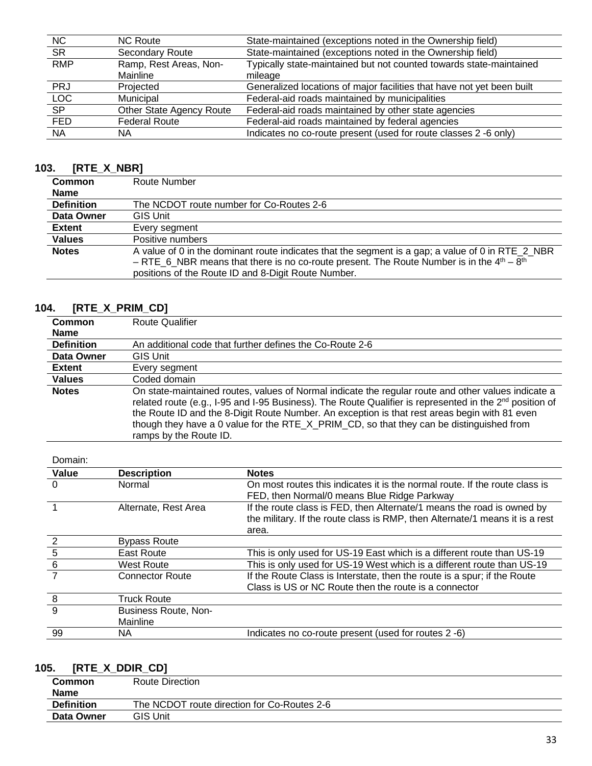| NC | NC Route | State-maintained (exceptions noted in the Ownership field) |
|---|---|---|
| SR | Secondary Route | State-maintained (exceptions noted in the Ownership field) |
| RMP | Ramp, Rest Areas, Non-Mainline | Typically state-maintained but not counted towards state-maintained mileage |
| PRJ | Projected | Generalized locations of major facilities that have not yet been built |
| LOC | Municipal | Federal-aid roads maintained by municipalities |
| SP | Other State Agency Route | Federal-aid roads maintained by other state agencies |
| FED | Federal Route | Federal-aid roads maintained by federal agencies |
| NA | NA | Indicates no co-route present (used for route classes 2 -6 only) |

### 103. [RTE_X_NBR]

| | |
|---|---|
| **Common Name** | Route Number |
| **Definition** | The NCDOT route number for Co-Routes 2-6 |
| **Data Owner** | GIS Unit |
| **Extent** | Every segment |
| **Values** | Positive numbers |
| **Notes** | A value of 0 in the dominant route indicates that the segment is a gap; a value of 0 in RTE_2_NBR – RTE_6_NBR means that there is no co-route present. The Route Number is in the 4th – 8th positions of the Route ID and 8-Digit Route Number. |

### 104. [RTE_X_PRIM_CD]

| | |
|---|---|
| **Common Name** | Route Qualifier |
| **Definition** | An additional code that further defines the Co-Route 2-6 |
| **Data Owner** | GIS Unit |
| **Extent** | Every segment |
| **Values** | Coded domain |
| **Notes** | On state-maintained routes, values of Normal indicate the regular route and other values indicate a related route (e.g., I-95 and I-95 Business). The Route Qualifier is represented in the 2nd position of the Route ID and the 8-Digit Route Number. An exception is that rest areas begin with 81 even though they have a 0 value for the RTE_X_PRIM_CD, so that they can be distinguished from ramps by the Route ID. |

Domain:

| Value | Description | Notes |
|---|---|---|
| 0 | Normal | On most routes this indicates it is the normal route. If the route class is FED, then Normal/0 means Blue Ridge Parkway |
| 1 | Alternate, Rest Area | If the route class is FED, then Alternate/1 means the road is owned by the military. If the route class is RMP, then Alternate/1 means it is a rest area. |
| 2 | Bypass Route | |
| 5 | East Route | This is only used for US-19 East which is a different route than US-19 |
| 6 | West Route | This is only used for US-19 West which is a different route than US-19 |
| 7 | Connector Route | If the Route Class is Interstate, then the route is a spur; if the Route Class is US or NC Route then the route is a connector |
| 8 | Truck Route | |
| 9 | Business Route, Non-Mainline | |
| 99 | NA | Indicates no co-route present (used for routes 2 -6) |

### 105. [RTE_X_DDIR_CD]

| | |
|---|---|
| **Common Name** | Route Direction |
| **Definition** | The NCDOT route direction for Co-Routes 2-6 |
| **Data Owner** | GIS Unit |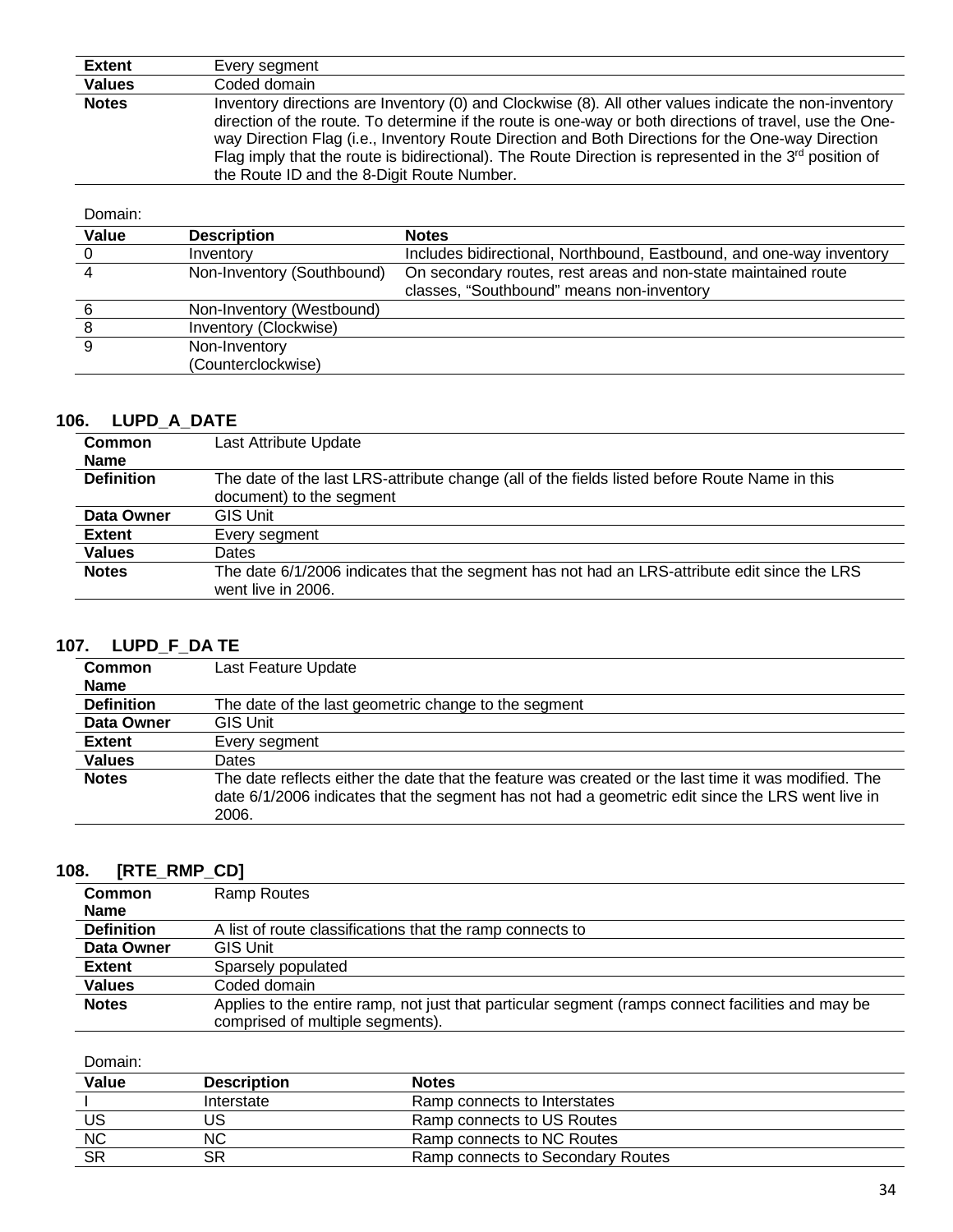| | |
|---|---|
| **Extent** | Every segment |
| **Values** | Coded domain |
| **Notes** | Inventory directions are Inventory (0) and Clockwise (8). All other values indicate the non-inventory direction of the route. To determine if the route is one-way or both directions of travel, use the One-way Direction Flag (i.e., Inventory Route Direction and Both Directions for the One-way Direction Flag imply that the route is bidirectional). The Route Direction is represented in the 3rd position of the Route ID and the 8-Digit Route Number. |

Domain:

| Value | Description | Notes |
|---|---|---|
| 0 | Inventory | Includes bidirectional, Northbound, Eastbound, and one-way inventory |
| 4 | Non-Inventory (Southbound) | On secondary routes, rest areas and non-state maintained route classes, "Southbound" means non-inventory |
| 6 | Non-Inventory (Westbound) | |
| 8 | Inventory (Clockwise) | |
| 9 | Non-Inventory (Counterclockwise) | |

## 106. LUPD_A_DATE

| | |
|---|---|
| **Common Name** | Last Attribute Update |
| **Definition** | The date of the last LRS-attribute change (all of the fields listed before Route Name in this document) to the segment |
| **Data Owner** | GIS Unit |
| **Extent** | Every segment |
| **Values** | Dates |
| **Notes** | The date 6/1/2006 indicates that the segment has not had an LRS-attribute edit since the LRS went live in 2006. |

## 107. LUPD_F_DA TE

| | |
|---|---|
| **Common Name** | Last Feature Update |
| **Definition** | The date of the last geometric change to the segment |
| **Data Owner** | GIS Unit |
| **Extent** | Every segment |
| **Values** | Dates |
| **Notes** | The date reflects either the date that the feature was created or the last time it was modified. The date 6/1/2006 indicates that the segment has not had a geometric edit since the LRS went live in 2006. |

## 108. [RTE_RMP_CD]

| | |
|---|---|
| **Common Name** | Ramp Routes |
| **Definition** | A list of route classifications that the ramp connects to |
| **Data Owner** | GIS Unit |
| **Extent** | Sparsely populated |
| **Values** | Coded domain |
| **Notes** | Applies to the entire ramp, not just that particular segment (ramps connect facilities and may be comprised of multiple segments). |

Domain:

| Value | Description | Notes |
|---|---|---|
| I | Interstate | Ramp connects to Interstates |
| US | US | Ramp connects to US Routes |
| NC | NC | Ramp connects to NC Routes |
| SR | SR | Ramp connects to Secondary Routes |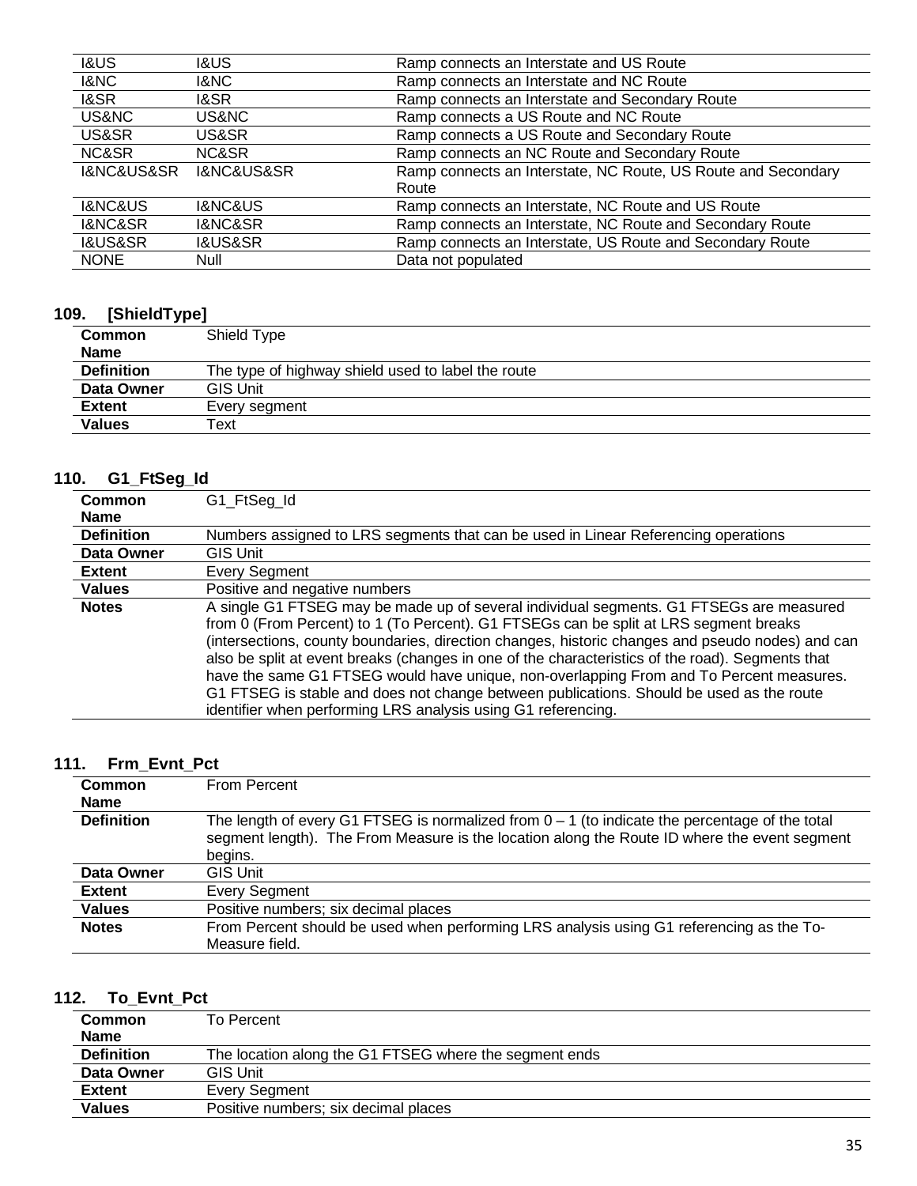| | | |
|---|---|---|
| I&US | I&US | Ramp connects an Interstate and US Route |
| I&NC | I&NC | Ramp connects an Interstate and NC Route |
| I&SR | I&SR | Ramp connects an Interstate and Secondary Route |
| US&NC | US&NC | Ramp connects a US Route and NC Route |
| US&SR | US&SR | Ramp connects a US Route and Secondary Route |
| NC&SR | NC&SR | Ramp connects an NC Route and Secondary Route |
| I&NC&US&SR | I&NC&US&SR | Ramp connects an Interstate, NC Route, US Route and Secondary Route |
| I&NC&US | I&NC&US | Ramp connects an Interstate, NC Route and US Route |
| I&NC&SR | I&NC&SR | Ramp connects an Interstate, NC Route and Secondary Route |
| I&US&SR | I&US&SR | Ramp connects an Interstate, US Route and Secondary Route |
| NONE | Null | Data not populated |

### 109. [ShieldType]

| | |
|---|---|
| **Common Name** | Shield Type |
| **Definition** | The type of highway shield used to label the route |
| **Data Owner** | GIS Unit |
| **Extent** | Every segment |
| **Values** | Text |

### 110. G1_FtSeg_Id

| | |
|---|---|
| **Common Name** | G1_FtSeg_Id |
| **Definition** | Numbers assigned to LRS segments that can be used in Linear Referencing operations |
| **Data Owner** | GIS Unit |
| **Extent** | Every Segment |
| **Values** | Positive and negative numbers |
| **Notes** | A single G1 FTSEG may be made up of several individual segments. G1 FTSEGs are measured from 0 (From Percent) to 1 (To Percent). G1 FTSEGs can be split at LRS segment breaks (intersections, county boundaries, direction changes, historic changes and pseudo nodes) and can also be split at event breaks (changes in one of the characteristics of the road). Segments that have the same G1 FTSEG would have unique, non-overlapping From and To Percent measures. G1 FTSEG is stable and does not change between publications. Should be used as the route identifier when performing LRS analysis using G1 referencing. |

### 111. Frm_Evnt_Pct

| | |
|---|---|
| **Common Name** | From Percent |
| **Definition** | The length of every G1 FTSEG is normalized from 0 – 1 (to indicate the percentage of the total segment length). The From Measure is the location along the Route ID where the event segment begins. |
| **Data Owner** | GIS Unit |
| **Extent** | Every Segment |
| **Values** | Positive numbers; six decimal places |
| **Notes** | From Percent should be used when performing LRS analysis using G1 referencing as the To-Measure field. |

### 112. To_Evnt_Pct

| | |
|---|---|
| **Common Name** | To Percent |
| **Definition** | The location along the G1 FTSEG where the segment ends |
| **Data Owner** | GIS Unit |
| **Extent** | Every Segment |
| **Values** | Positive numbers; six decimal places |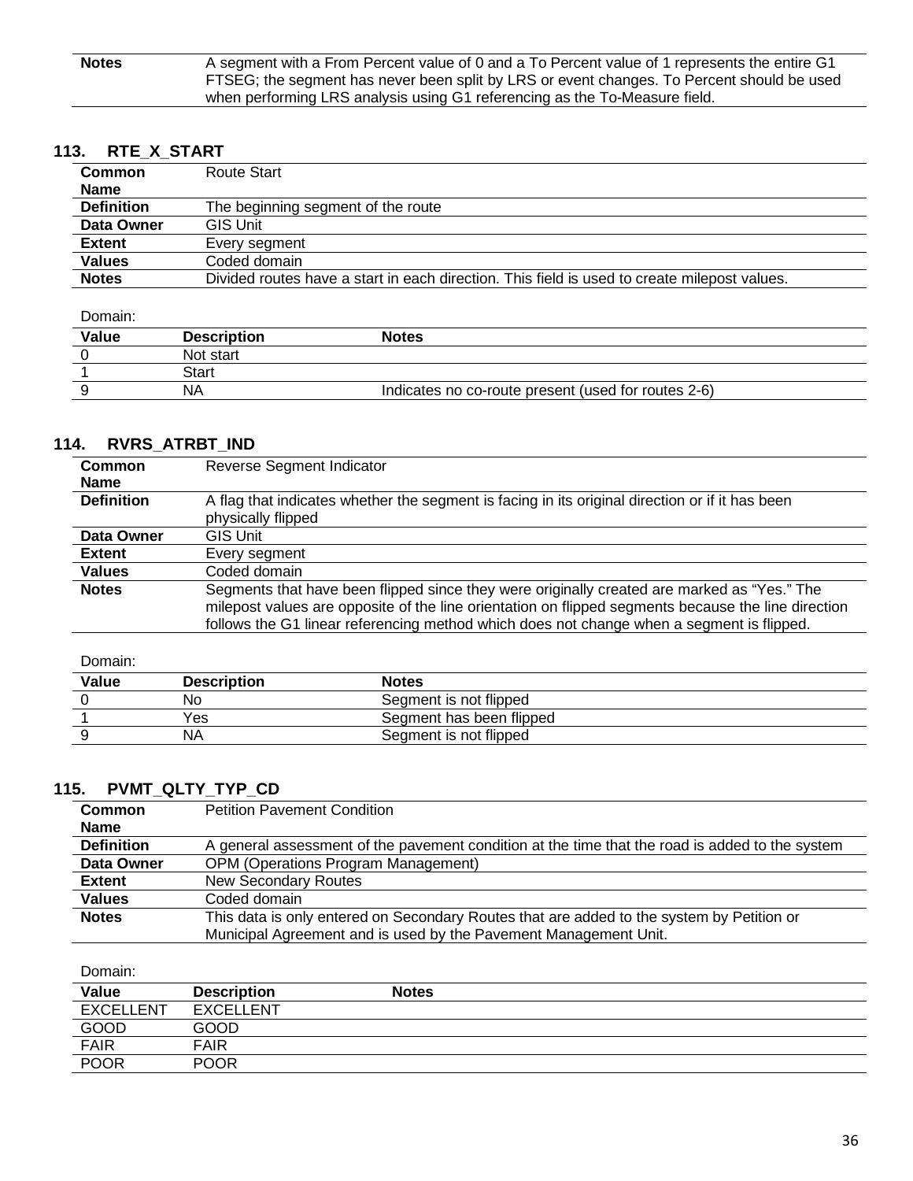| | |
|---|---|
| **Notes** | A segment with a From Percent value of 0 and a To Percent value of 1 represents the entire G1 FTSEG; the segment has never been split by LRS or event changes. To Percent should be used when performing LRS analysis using G1 referencing as the To-Measure field. |

## 113. RTE_X_START

| | |
|---|---|
| **Common Name** | Route Start |
| **Definition** | The beginning segment of the route |
| **Data Owner** | GIS Unit |
| **Extent** | Every segment |
| **Values** | Coded domain |
| **Notes** | Divided routes have a start in each direction. This field is used to create milepost values. |

Domain:

| Value | Description | Notes |
|---|---|---|
| 0 | Not start | |
| 1 | Start | |
| 9 | NA | Indicates no co-route present (used for routes 2-6) |

## 114. RVRS_ATRBT_IND

| | |
|---|---|
| **Common Name** | Reverse Segment Indicator |
| **Definition** | A flag that indicates whether the segment is facing in its original direction or if it has been physically flipped |
| **Data Owner** | GIS Unit |
| **Extent** | Every segment |
| **Values** | Coded domain |
| **Notes** | Segments that have been flipped since they were originally created are marked as "Yes." The milepost values are opposite of the line orientation on flipped segments because the line direction follows the G1 linear referencing method which does not change when a segment is flipped. |

Domain:

| Value | Description | Notes |
|---|---|---|
| 0 | No | Segment is not flipped |
| 1 | Yes | Segment has been flipped |
| 9 | NA | Segment is not flipped |

## 115. PVMT_QLTY_TYP_CD

| | |
|---|---|
| **Common Name** | Petition Pavement Condition |
| **Definition** | A general assessment of the pavement condition at the time that the road is added to the system |
| **Data Owner** | OPM (Operations Program Management) |
| **Extent** | New Secondary Routes |
| **Values** | Coded domain |
| **Notes** | This data is only entered on Secondary Routes that are added to the system by Petition or Municipal Agreement and is used by the Pavement Management Unit. |

Domain:

| Value | Description | Notes |
|---|---|---|
| EXCELLENT | EXCELLENT | |
| GOOD | GOOD | |
| FAIR | FAIR | |
| POOR | POOR | |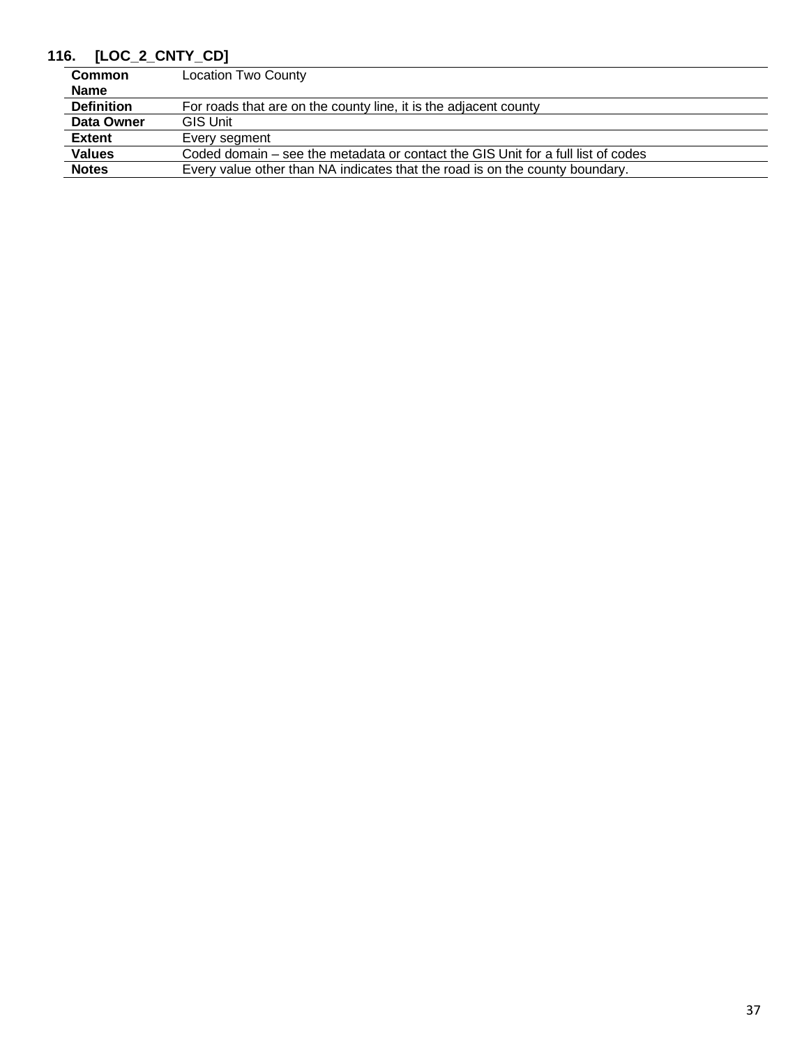### 116. [LOC_2_CNTY_CD]

| | |
|---|---|
| **Common Name** | Location Two County |
| **Definition** | For roads that are on the county line, it is the adjacent county |
| **Data Owner** | GIS Unit |
| **Extent** | Every segment |
| **Values** | Coded domain – see the metadata or contact the GIS Unit for a full list of codes |
| **Notes** | Every value other than NA indicates that the road is on the county boundary. |